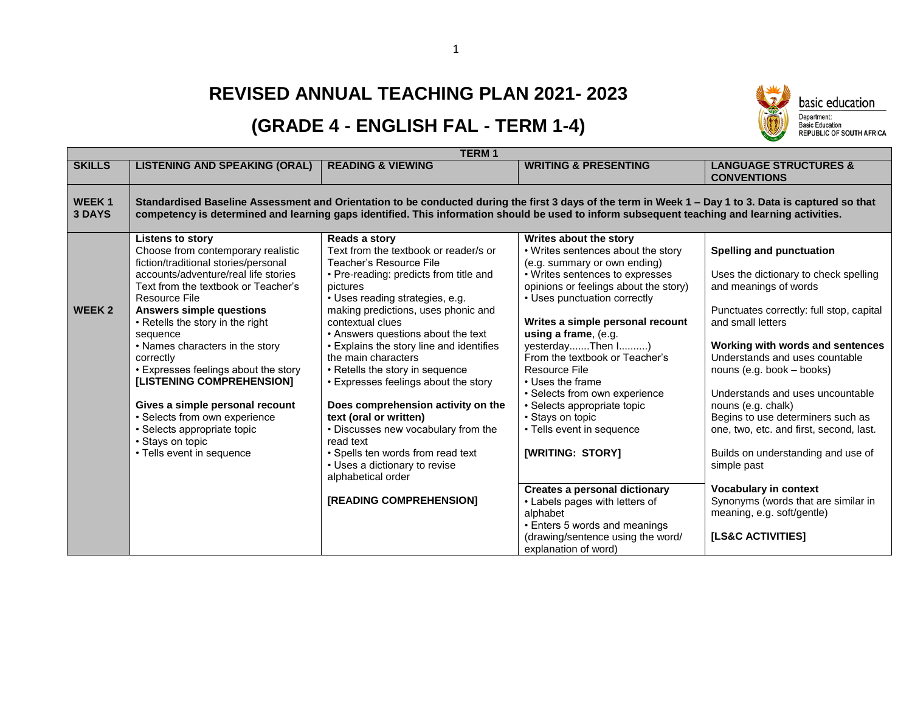# REVISED ANNUAL TEACHING PLAN 2021- 2023

# (GRADE 4 - ENGLISH FAL - TERM 1-4)

basic education
Department: Basic Education
REPUBLIC OF SOUTH AFRICA

| TERM 1 | | | | |
|---|---|---|---|---|
| **SKILLS** | **LISTENING AND SPEAKING (ORAL)** | **READING & VIEWING** | **WRITING & PRESENTING** | **LANGUAGE STRUCTURES & CONVENTIONS** |
| **WEEK 1 3 DAYS** | **Standardised Baseline Assessment and Orientation to be conducted during the first 3 days of the term in Week 1 – Day 1 to 3. Data is captured so that competency is determined and learning gaps identified. This information should be used to inform subsequent teaching and learning activities.** | | | |
| **WEEK 2** | **Listens to story**<br>Choose from contemporary realistic fiction/traditional stories/personal accounts/adventure/real life stories<br>Text from the textbook or Teacher's Resource File<br>**Answers simple questions**<br>• Retells the story in the right sequence<br>• Names characters in the story correctly<br>• Expresses feelings about the story<br>**[LISTENING COMPREHENSION]**<br><br>**Gives a simple personal recount**<br>• Selects from own experience<br>• Selects appropriate topic<br>• Stays on topic<br>• Tells event in sequence | **Reads a story**<br>Text from the textbook or reader/s or Teacher's Resource File<br>• Pre-reading: predicts from title and pictures<br>• Uses reading strategies, e.g. making predictions, uses phonic and contextual clues<br>• Answers questions about the text<br>• Explains the story line and identifies the main characters<br>• Retells the story in sequence<br>• Expresses feelings about the story<br><br>**Does comprehension activity on the text (oral or written)**<br>• Discusses new vocabulary from the read text<br>• Spells ten words from read text<br>• Uses a dictionary to revise alphabetical order<br><br>**[READING COMPREHENSION]** | **Writes about the story**<br>• Writes sentences about the story (e.g. summary or own ending)<br>• Writes sentences to expresses opinions or feelings about the story)<br>• Uses punctuation correctly<br><br>**Writes a simple personal recount using a frame**, (e.g. yesterday.......Then I..........)<br>From the textbook or Teacher's Resource File<br>• Uses the frame<br>• Selects from own experience<br>• Selects appropriate topic<br>• Stays on topic<br>• Tells event in sequence<br><br>**[WRITING: STORY]**<br><br>**Creates a personal dictionary**<br>• Labels pages with letters of alphabet<br>• Enters 5 words and meanings (drawing/sentence using the word/ explanation of word) | **Spelling and punctuation**<br><br>Uses the dictionary to check spelling and meanings of words<br><br>Punctuates correctly: full stop, capital and small letters<br><br>**Working with words and sentences**<br>Understands and uses countable nouns (e.g. book – books)<br><br>Understands and uses uncountable nouns (e.g. chalk)<br>Begins to use determiners such as one, two, etc. and first, second, last.<br><br>Builds on understanding and use of simple past<br><br>**Vocabulary in context**<br>Synonyms (words that are similar in meaning, e.g. soft/gentle)<br><br>**[LS&C ACTIVITIES]** |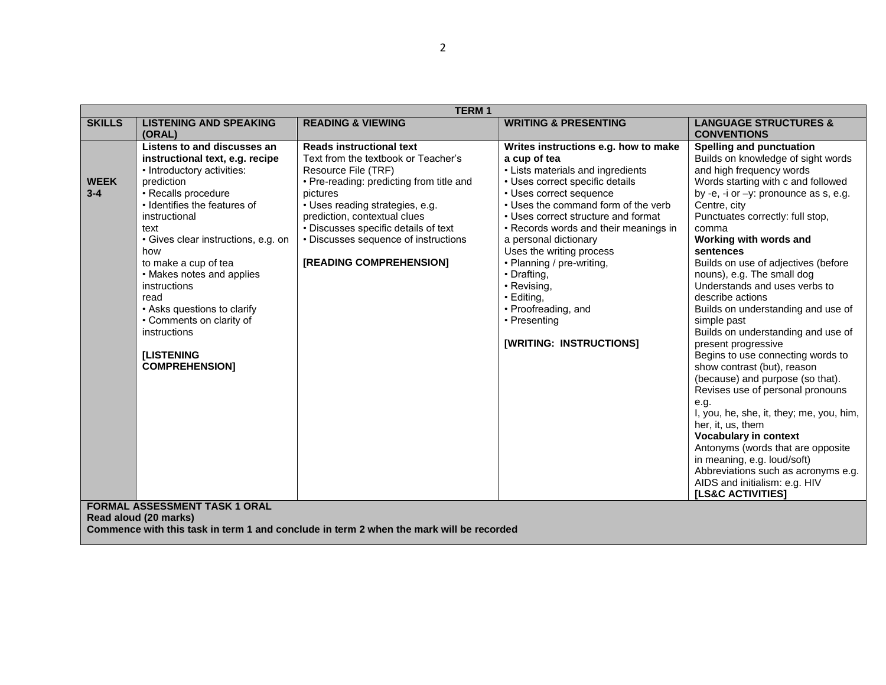| TERM 1 | | | | |
|---|---|---|---|---|
| **SKILLS** | **LISTENING AND SPEAKING (ORAL)** | **READING & VIEWING** | **WRITING & PRESENTING** | **LANGUAGE STRUCTURES & CONVENTIONS** |
| **WEEK 3-4** | **Listens to and discusses an instructional text, e.g. recipe**<br>• Introductory activities: prediction<br>• Recalls procedure<br>• Identifies the features of instructional text<br>• Gives clear instructions, e.g. on how to make a cup of tea<br>• Makes notes and applies instructions read<br>• Asks questions to clarify<br>• Comments on clarity of instructions<br><br>**[LISTENING COMPREHENSION]** | **Reads instructional text**<br>Text from the textbook or Teacher's Resource File (TRF)<br>• Pre-reading: predicting from title and pictures<br>• Uses reading strategies, e.g. prediction, contextual clues<br>• Discusses specific details of text<br>• Discusses sequence of instructions<br><br>**[READING COMPREHENSION]** | **Writes instructions e.g. how to make a cup of tea**<br>• Lists materials and ingredients<br>• Uses correct specific details<br>• Uses correct sequence<br>• Uses the command form of the verb<br>• Uses correct structure and format<br>• Records words and their meanings in a personal dictionary<br>Uses the writing process<br>• Planning / pre-writing,<br>• Drafting,<br>• Revising,<br>• Editing,<br>• Proofreading, and<br>• Presenting<br><br>**[WRITING: INSTRUCTIONS]** | **Spelling and punctuation**<br>Builds on knowledge of sight words and high frequency words<br>Words starting with c and followed by -e, -i or –y: pronounce as s, e.g. Centre, city<br>Punctuates correctly: full stop, comma<br>**Working with words and sentences**<br>Builds on use of adjectives (before nouns), e.g. The small dog<br>Understands and uses verbs to describe actions<br>Builds on understanding and use of simple past<br>Builds on understanding and use of present progressive<br>Begins to use connecting words to show contrast (but), reason (because) and purpose (so that).<br>Revises use of personal pronouns e.g.<br>I, you, he, she, it, they; me, you, him, her, it, us, them<br>**Vocabulary in context**<br>Antonyms (words that are opposite in meaning, e.g. loud/soft)<br>Abbreviations such as acronyms e.g. AIDS and initialism: e.g. HIV<br>**[LS&C ACTIVITIES]** |
| **FORMAL ASSESSMENT TASK 1 ORAL**<br>**Read aloud (20 marks)**<br>**Commence with this task in term 1 and conclude in term 2 when the mark will be recorded** | | | | |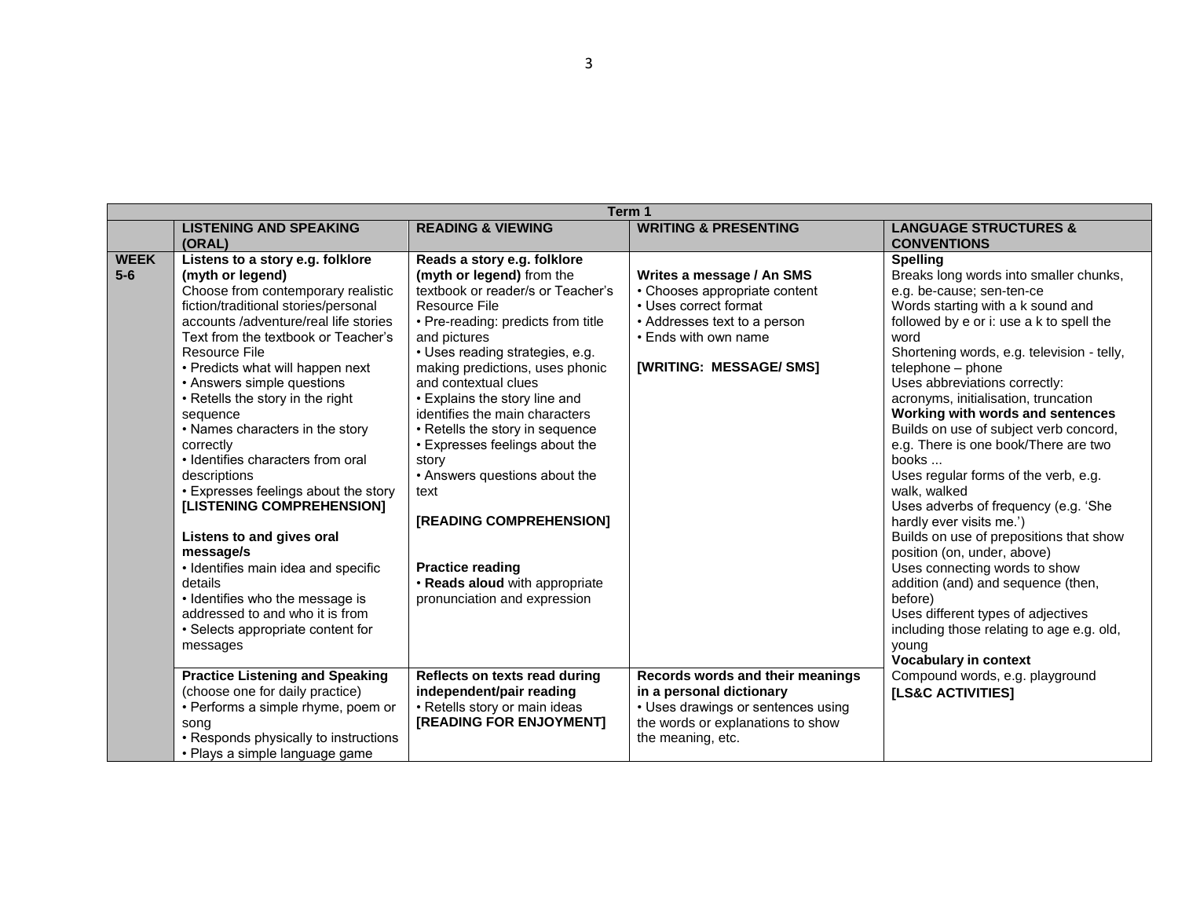| Term 1 | | | | |
|---|---|---|---|---|
| | **LISTENING AND SPEAKING (ORAL)** | **READING & VIEWING** | **WRITING & PRESENTING** | **LANGUAGE STRUCTURES & CONVENTIONS** |
| **WEEK 5-6** | **Listens to a story e.g. folklore (myth or legend)**<br>Choose from contemporary realistic fiction/traditional stories/personal accounts /adventure/real life stories Text from the textbook or Teacher's Resource File<br>• Predicts what will happen next<br>• Answers simple questions<br>• Retells the story in the right sequence<br>• Names characters in the story correctly<br>• Identifies characters from oral descriptions<br>• Expresses feelings about the story<br>**[LISTENING COMPREHENSION]**<br><br>**Listens to and gives oral message/s**<br>• Identifies main idea and specific details<br>• Identifies who the message is addressed to and who it is from<br>• Selects appropriate content for messages | **Reads a story e.g. folklore (myth or legend)** from the textbook or reader/s or Teacher's Resource File<br>• Pre-reading: predicts from title and pictures<br>• Uses reading strategies, e.g. making predictions, uses phonic and contextual clues<br>• Explains the story line and identifies the main characters<br>• Retells the story in sequence<br>• Expresses feelings about the story<br>• Answers questions about the text<br><br>**[READING COMPREHENSION]**<br><br>**Practice reading**<br>• **Reads aloud** with appropriate pronunciation and expression | **Writes a message / An SMS**<br>• Chooses appropriate content<br>• Uses correct format<br>• Addresses text to a person<br>• Ends with own name<br><br>**[WRITING: MESSAGE/ SMS]** | **Spelling**<br>Breaks long words into smaller chunks, e.g. be-cause; sen-ten-ce<br>Words starting with a k sound and followed by e or i: use a k to spell the word<br>Shortening words, e.g. television - telly, telephone – phone<br>Uses abbreviations correctly: acronyms, initialisation, truncation<br>**Working with words and sentences**<br>Builds on use of subject verb concord, e.g. There is one book/There are two books ...<br>Uses regular forms of the verb, e.g. walk, walked<br>Uses adverbs of frequency (e.g. 'She hardly ever visits me.')<br>Builds on use of prepositions that show position (on, under, above)<br>Uses connecting words to show addition (and) and sequence (then, before)<br>Uses different types of adjectives including those relating to age e.g. old, young<br>**Vocabulary in context**<br>Compound words, e.g. playground<br>**[LS&C ACTIVITIES]** |
| | **Practice Listening and Speaking** (choose one for daily practice)<br>• Performs a simple rhyme, poem or song<br>• Responds physically to instructions<br>• Plays a simple language game | **Reflects on texts read during independent/pair reading**<br>• Retells story or main ideas<br>**[READING FOR ENJOYMENT]** | **Records words and their meanings in a personal dictionary**<br>• Uses drawings or sentences using the words or explanations to show the meaning, etc. | |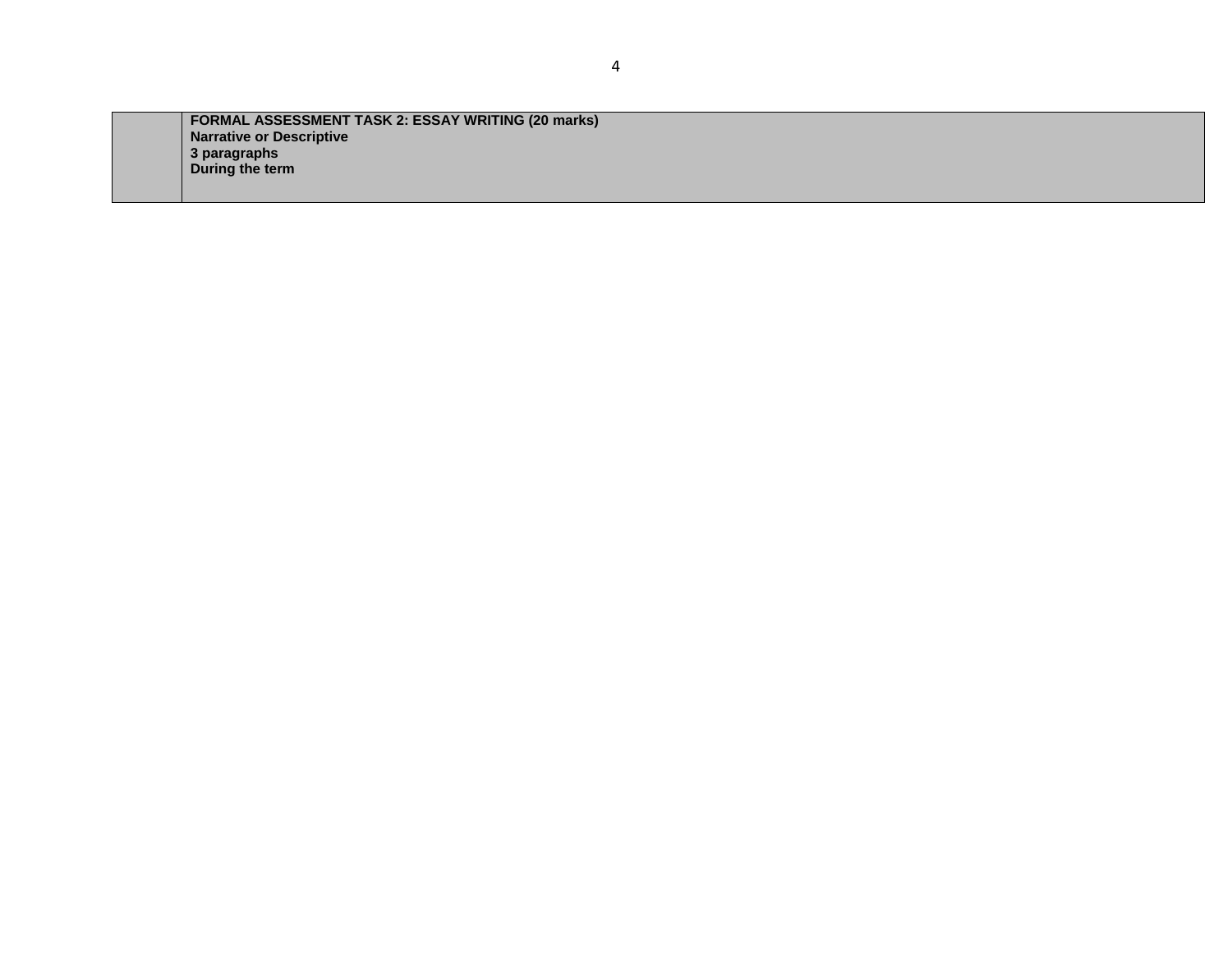| | FORMAL ASSESSMENT TASK 2: ESSAY WRITING (20 marks)<br>Narrative or Descriptive<br>3 paragraphs<br>During the term |
|---|---|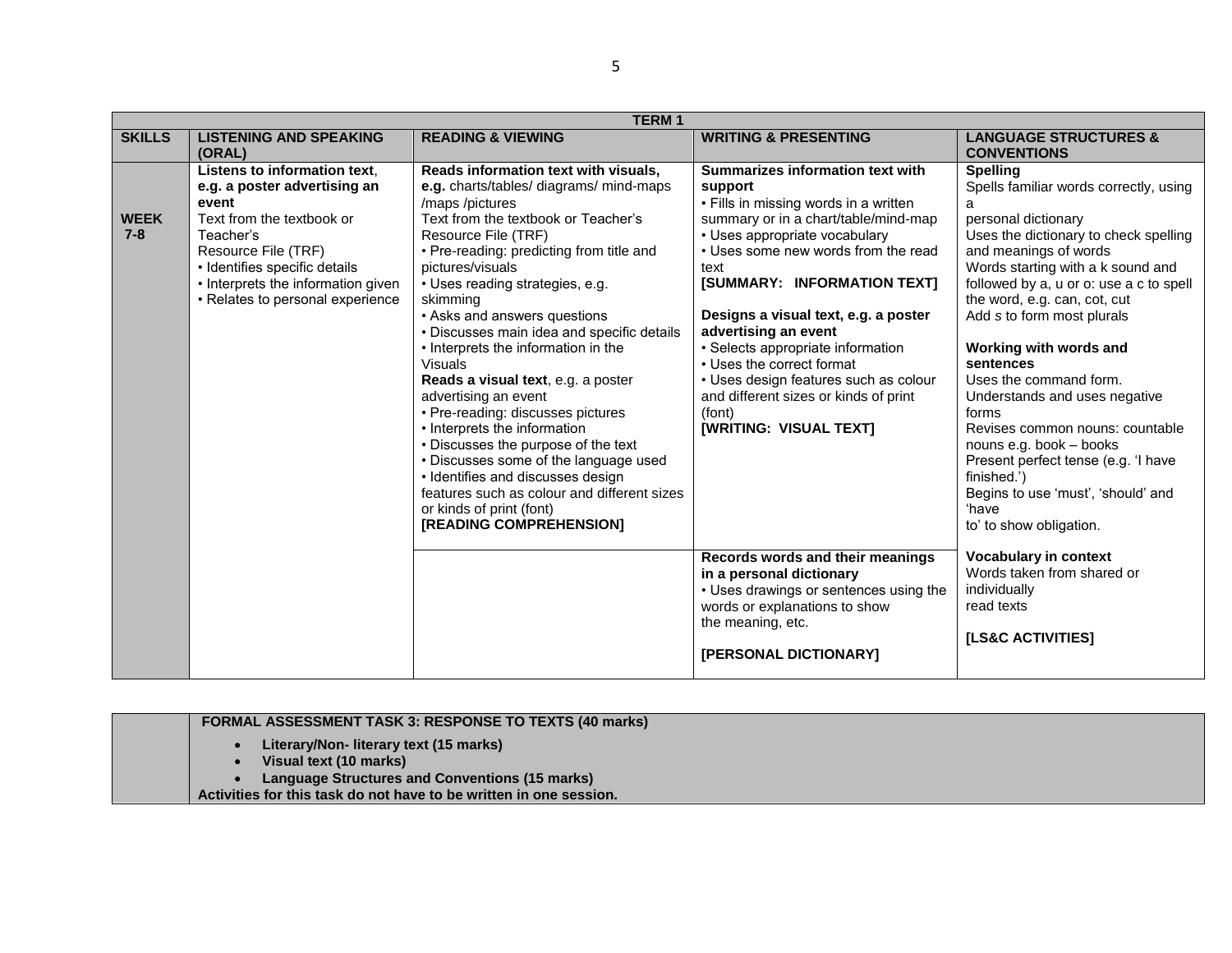| TERM 1 | | | | |
|---|---|---|---|---|
| **SKILLS** | **LISTENING AND SPEAKING (ORAL)** | **READING & VIEWING** | **WRITING & PRESENTING** | **LANGUAGE STRUCTURES & CONVENTIONS** |
| **WEEK 7-8** | **Listens to information text**, **e.g. a poster advertising an event**<br>Text from the textbook or Teacher's Resource File (TRF)<br>• Identifies specific details<br>• Interprets the information given<br>• Relates to personal experience | **Reads information text with visuals, e.g.** charts/tables/ diagrams/ mind-maps /maps /pictures<br>Text from the textbook or Teacher's Resource File (TRF)<br>• Pre-reading: predicting from title and pictures/visuals<br>• Uses reading strategies, e.g. skimming<br>• Asks and answers questions<br>• Discusses main idea and specific details<br>• Interprets the information in the Visuals<br>**Reads a visual text**, e.g. a poster advertising an event<br>• Pre-reading: discusses pictures<br>• Interprets the information<br>• Discusses the purpose of the text<br>• Discusses some of the language used<br>• Identifies and discusses design features such as colour and different sizes or kinds of print (font)<br>**[READING COMPREHENSION]** | **Summarizes information text with support**<br>• Fills in missing words in a written summary or in a chart/table/mind-map<br>• Uses appropriate vocabulary<br>• Uses some new words from the read text<br>**[SUMMARY: INFORMATION TEXT]**<br><br>**Designs a visual text, e.g. a poster advertising an event**<br>• Selects appropriate information<br>• Uses the correct format<br>• Uses design features such as colour and different sizes or kinds of print (font)<br>**[WRITING: VISUAL TEXT]** | **Spelling**<br>Spells familiar words correctly, using a personal dictionary<br>Uses the dictionary to check spelling and meanings of words<br>Words starting with a k sound and followed by a, u or o: use a c to spell the word, e.g. can, cot, cut<br>Add *s* to form most plurals<br><br>**Working with words and sentences**<br>Uses the command form.<br>Understands and uses negative forms<br>Revises common nouns: countable nouns e.g. book – books<br>Present perfect tense (e.g. 'I have finished.')<br>Begins to use 'must', 'should' and 'have to' to show obligation. |
| | | | **Records words and their meanings in a personal dictionary**<br>• Uses drawings or sentences using the words or explanations to show the meaning, etc.<br><br>**[PERSONAL DICTIONARY]** | **Vocabulary in context**<br>Words taken from shared or individually read texts<br><br>**[LS&C ACTIVITIES]** |

| | |
|---|---|
| | **FORMAL ASSESSMENT TASK 3: RESPONSE TO TEXTS (40 marks)**<br>• **Literary/Non- literary text (15 marks)**<br>• **Visual text (10 marks)**<br>• **Language Structures and Conventions (15 marks)**<br>**Activities for this task do not have to be written in one session.** |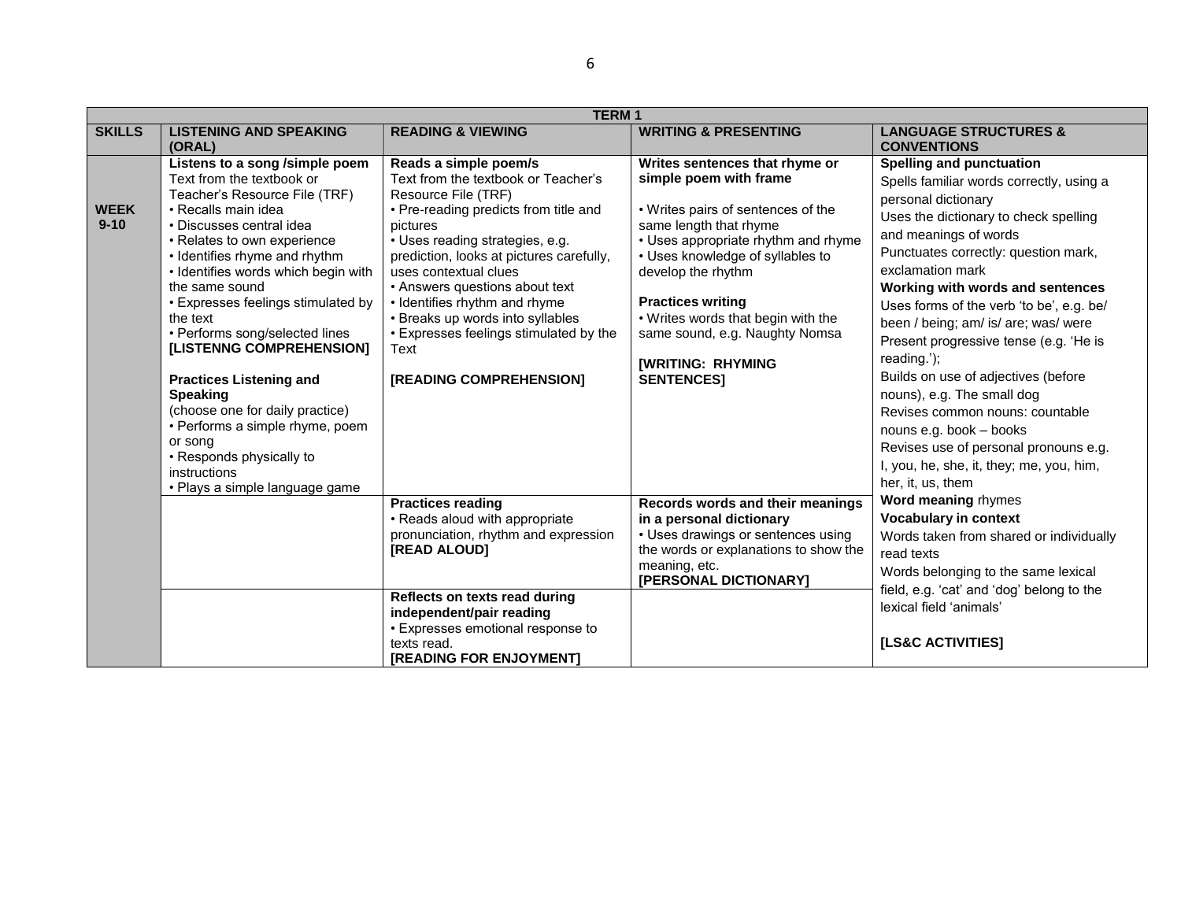| TERM 1 | | | | |
|---|---|---|---|---|
| **SKILLS** | **LISTENING AND SPEAKING (ORAL)** | **READING & VIEWING** | **WRITING & PRESENTING** | **LANGUAGE STRUCTURES & CONVENTIONS** |
| **WEEK 9-10** | **Listens to a song /simple poem**<br>Text from the textbook or Teacher's Resource File (TRF)<br>• Recalls main idea<br>• Discusses central idea<br>• Relates to own experience<br>• Identifies rhyme and rhythm<br>• Identifies words which begin with the same sound<br>• Expresses feelings stimulated by the text<br>• Performs song/selected lines<br>**[LISTENNG COMPREHENSION]**<br><br>**Practices Listening and Speaking**<br>(choose one for daily practice)<br>• Performs a simple rhyme, poem or song<br>• Responds physically to instructions<br>• Plays a simple language game | **Reads a simple poem/s**<br>Text from the textbook or Teacher's Resource File (TRF)<br>• Pre-reading predicts from title and pictures<br>• Uses reading strategies, e.g. prediction, looks at pictures carefully, uses contextual clues<br>• Answers questions about text<br>• Identifies rhythm and rhyme<br>• Breaks up words into syllables<br>• Expresses feelings stimulated by the Text<br><br>**[READING COMPREHENSION]** | **Writes sentences that rhyme or simple poem with frame**<br><br>• Writes pairs of sentences of the same length that rhyme<br>• Uses appropriate rhythm and rhyme<br>• Uses knowledge of syllables to develop the rhythm<br><br>**Practices writing**<br>• Writes words that begin with the same sound, e.g. Naughty Nomsa<br><br>**[WRITING: RHYMING SENTENCES]** | **Spelling and punctuation**<br>Spells familiar words correctly, using a personal dictionary<br>Uses the dictionary to check spelling and meanings of words<br>Punctuates correctly: question mark, exclamation mark<br>**Working with words and sentences**<br>Uses forms of the verb 'to be', e.g. be/ been / being; am/ is/ are; was/ were<br>Present progressive tense (e.g. 'He is reading.');<br>Builds on use of adjectives (before nouns), e.g. The small dog<br>Revises common nouns: countable nouns e.g. book – books<br>Revises use of personal pronouns e.g. I, you, he, she, it, they; me, you, him, her, it, us, them<br>**Word meaning** rhymes<br>**Vocabulary in context**<br>Words taken from shared or individually read texts<br>Words belonging to the same lexical field, e.g. 'cat' and 'dog' belong to the lexical field 'animals'<br><br>**[LS&C ACTIVITIES]** |
| | | **Practices reading**<br>• Reads aloud with appropriate pronunciation, rhythm and expression<br>**[READ ALOUD]** | **Records words and their meanings in a personal dictionary**<br>• Uses drawings or sentences using the words or explanations to show the meaning, etc.<br>**[PERSONAL DICTIONARY]** | |
| | | **Reflects on texts read during independent/pair reading**<br>• Expresses emotional response to texts read.<br>**[READING FOR ENJOYMENT]** | | |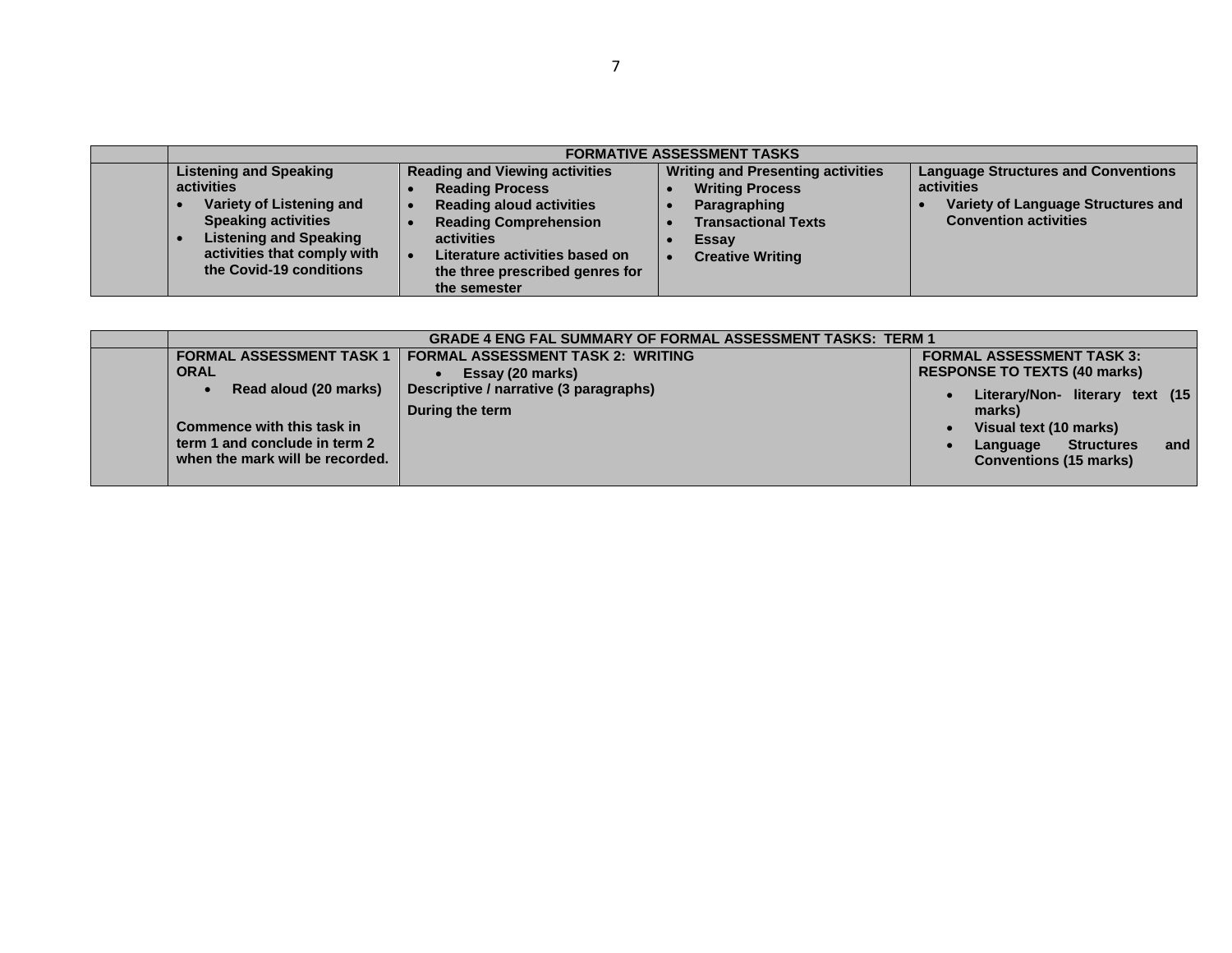| | FORMATIVE ASSESSMENT TASKS | | | |
|---|---|---|---|---|
| | **Listening and Speaking activities**<br>• Variety of Listening and Speaking activities<br>• Listening and Speaking activities that comply with the Covid-19 conditions | **Reading and Viewing activities**<br>• Reading Process<br>• Reading aloud activities<br>• Reading Comprehension activities<br>• Literature activities based on the three prescribed genres for the semester | **Writing and Presenting activities**<br>• Writing Process<br>• Paragraphing<br>• Transactional Texts<br>• Essay<br>• Creative Writing | **Language Structures and Conventions activities**<br>• Variety of Language Structures and Convention activities |

| | GRADE 4 ENG FAL SUMMARY OF FORMAL ASSESSMENT TASKS: TERM 1 | | |
|---|---|---|---|
| | **FORMAL ASSESSMENT TASK 1 ORAL**<br>• Read aloud (20 marks)<br><br>Commence with this task in term 1 and conclude in term 2 when the mark will be recorded. | **FORMAL ASSESSMENT TASK 2: WRITING**<br>• Essay (20 marks)<br>Descriptive / narrative (3 paragraphs)<br>During the term | **FORMAL ASSESSMENT TASK 3: RESPONSE TO TEXTS (40 marks)**<br>• Literary/Non- literary text (15 marks)<br>• Visual text (10 marks)<br>• Language Structures and Conventions (15 marks) |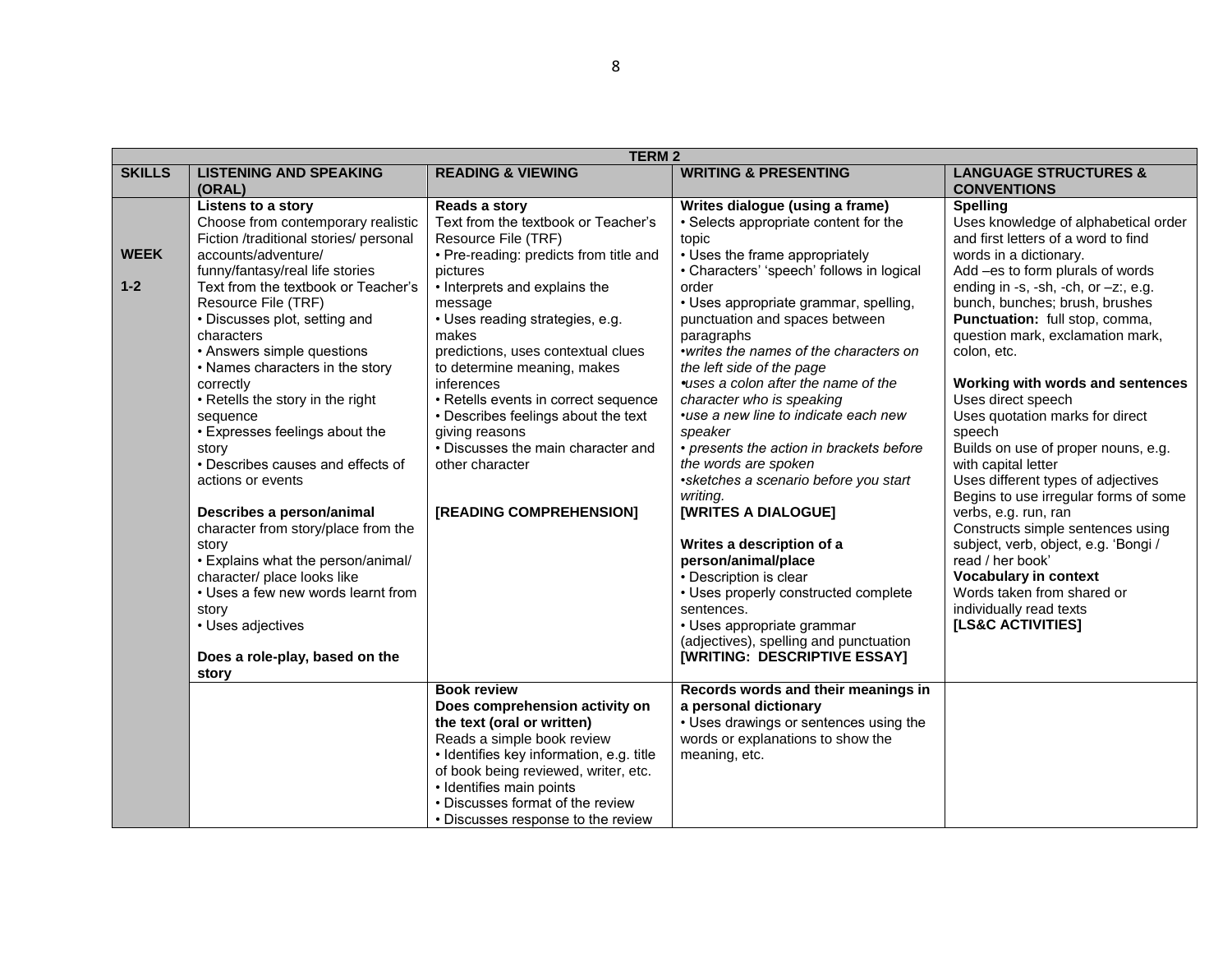| TERM 2 | | | | |
|---|---|---|---|---|
| **SKILLS** | **LISTENING AND SPEAKING (ORAL)** | **READING & VIEWING** | **WRITING & PRESENTING** | **LANGUAGE STRUCTURES & CONVENTIONS** |
| **WEEK 1-2** | **Listens to a story**<br>Choose from contemporary realistic Fiction /traditional stories/ personal accounts/adventure/ funny/fantasy/real life stories<br>Text from the textbook or Teacher's Resource File (TRF)<br>• Discusses plot, setting and characters<br>• Answers simple questions<br>• Names characters in the story correctly<br>• Retells the story in the right sequence<br>• Expresses feelings about the story<br>• Describes causes and effects of actions or events<br><br>**Describes a person/animal**<br>character from story/place from the story<br>• Explains what the person/animal/ character/ place looks like<br>• Uses a few new words learnt from story<br>• Uses adjectives<br><br>**Does a role-play, based on the story** | **Reads a story**<br>Text from the textbook or Teacher's Resource File (TRF)<br>• Pre-reading: predicts from title and pictures<br>• Interprets and explains the message<br>• Uses reading strategies, e.g. makes predictions, uses contextual clues to determine meaning, makes inferences<br>• Retells events in correct sequence<br>• Describes feelings about the text giving reasons<br>• Discusses the main character and other character<br><br>**[READING COMPREHENSION]** | **Writes dialogue (using a frame)**<br>• Selects appropriate content for the topic<br>• Uses the frame appropriately<br>• Characters' 'speech' follows in logical order<br>• Uses appropriate grammar, spelling, punctuation and spaces between paragraphs<br>*•writes the names of the characters on the left side of the page*<br>*•uses a colon after the name of the character who is speaking*<br>*•use a new line to indicate each new speaker*<br>*• presents the action in brackets before the words are spoken*<br>*•sketches a scenario before you start writing.*<br>**[WRITES A DIALOGUE]**<br><br>**Writes a description of a person/animal/place**<br>• Description is clear<br>• Uses properly constructed complete sentences.<br>• Uses appropriate grammar (adjectives), spelling and punctuation<br>**[WRITING: DESCRIPTIVE ESSAY]** | **Spelling**<br>Uses knowledge of alphabetical order and first letters of a word to find words in a dictionary.<br>Add –es to form plurals of words ending in -s, -sh, -ch, or –z:, e.g. bunch, bunches; brush, brushes<br>**Punctuation:** full stop, comma, question mark, exclamation mark, colon, etc.<br><br>**Working with words and sentences**<br>Uses direct speech<br>Uses quotation marks for direct speech<br>Builds on use of proper nouns, e.g. with capital letter<br>Uses different types of adjectives<br>Begins to use irregular forms of some verbs, e.g. run, ran<br>Constructs simple sentences using subject, verb, object, e.g. 'Bongi / read / her book'<br>**Vocabulary in context**<br>Words taken from shared or individually read texts<br>**[LS&C ACTIVITIES]** |
| | | **Book review**<br>**Does comprehension activity on the text (oral or written)**<br>Reads a simple book review<br>• Identifies key information, e.g. title of book being reviewed, writer, etc.<br>• Identifies main points<br>• Discusses format of the review<br>• Discusses response to the review | **Records words and their meanings in a personal dictionary**<br>• Uses drawings or sentences using the words or explanations to show the meaning, etc. | |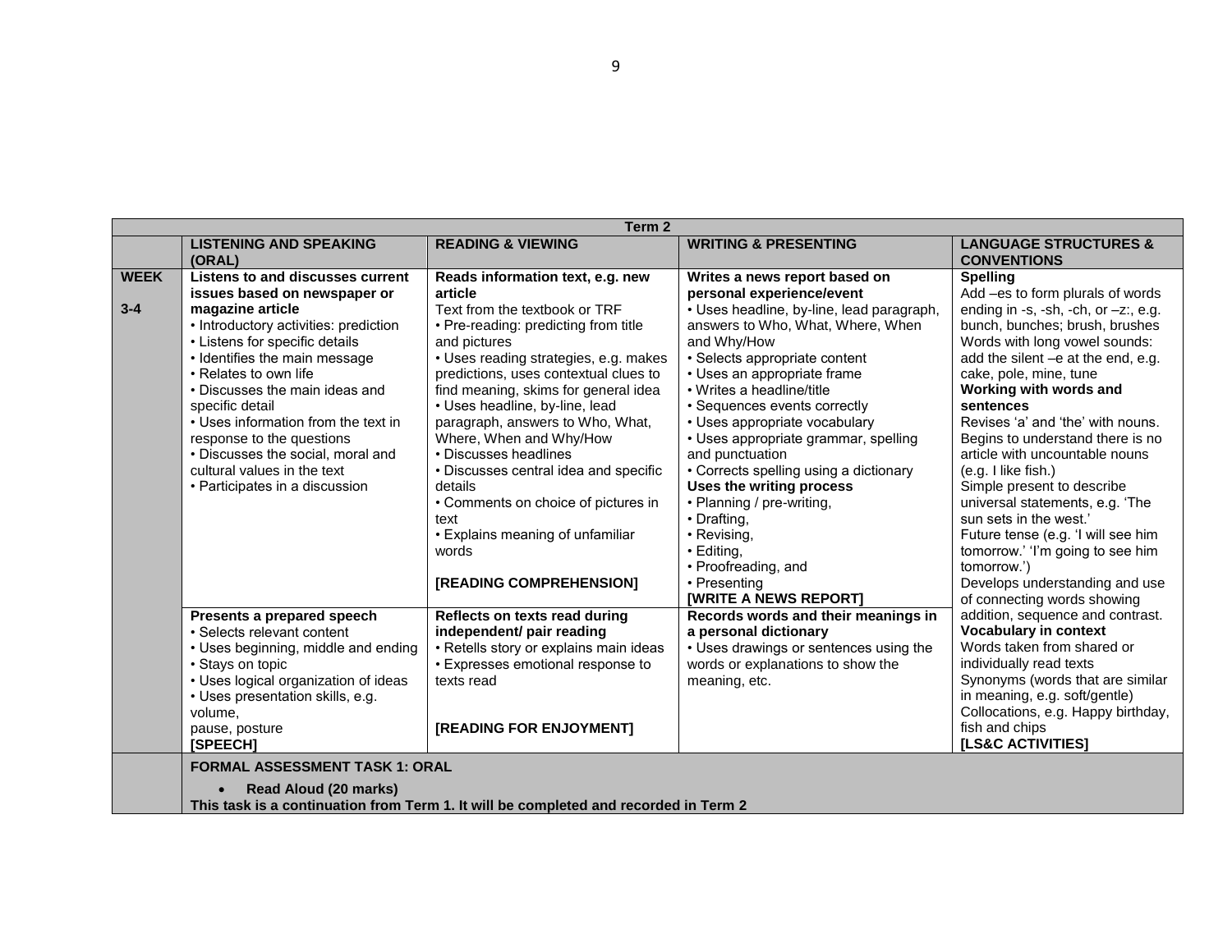| Term 2 | | | | |
|---|---|---|---|---|
| | **LISTENING AND SPEAKING (ORAL)** | **READING & VIEWING** | **WRITING & PRESENTING** | **LANGUAGE STRUCTURES & CONVENTIONS** |
| **WEEK**<br><br>**3-4** | **Listens to and discusses current issues based on newspaper or magazine article**<br>• Introductory activities: prediction<br>• Listens for specific details<br>• Identifies the main message<br>• Relates to own life<br>• Discusses the main ideas and specific detail<br>• Uses information from the text in response to the questions<br>• Discusses the social, moral and cultural values in the text<br>• Participates in a discussion | **Reads information text, e.g. new article**<br>Text from the textbook or TRF<br>• Pre-reading: predicting from title and pictures<br>• Uses reading strategies, e.g. makes predictions, uses contextual clues to find meaning, skims for general idea<br>• Uses headline, by-line, lead paragraph, answers to Who, What, Where, When and Why/How<br>• Discusses headlines<br>• Discusses central idea and specific details<br>• Comments on choice of pictures in text<br>• Explains meaning of unfamiliar words<br><br>**[READING COMPREHENSION]** | **Writes a news report based on personal experience/event**<br>• Uses headline, by-line, lead paragraph, answers to Who, What, Where, When and Why/How<br>• Selects appropriate content<br>• Uses an appropriate frame<br>• Writes a headline/title<br>• Sequences events correctly<br>• Uses appropriate vocabulary<br>• Uses appropriate grammar, spelling and punctuation<br>• Corrects spelling using a dictionary<br>**Uses the writing process**<br>• Planning / pre-writing,<br>• Drafting,<br>• Revising,<br>• Editing,<br>• Proofreading, and<br>• Presenting<br>**[WRITE A NEWS REPORT]** | **Spelling**<br>Add –es to form plurals of words ending in -s, -sh, -ch, or –z:, e.g. bunch, bunches; brush, brushes<br>Words with long vowel sounds: add the silent –e at the end, e.g. cake, pole, mine, tune<br>**Working with words and sentences**<br>Revises 'a' and 'the' with nouns.<br>Begins to understand there is no article with uncountable nouns (e.g. I like fish.)<br>Simple present to describe universal statements, e.g. 'The sun sets in the west.'<br>Future tense (e.g. 'I will see him tomorrow.' 'I'm going to see him tomorrow.')<br>Develops understanding and use of connecting words showing addition, sequence and contrast.<br>**Vocabulary in context**<br>Words taken from shared or individually read texts<br>Synonyms (words that are similar in meaning, e.g. soft/gentle)<br>Collocations, e.g. Happy birthday, fish and chips<br>**[LS&C ACTIVITIES]** |
| | **Presents a prepared speech**<br>• Selects relevant content<br>• Uses beginning, middle and ending<br>• Stays on topic<br>• Uses logical organization of ideas<br>• Uses presentation skills, e.g. volume, pause, posture<br>**[SPEECH]** | **Reflects on texts read during independent/ pair reading**<br>• Retells story or explains main ideas<br>• Expresses emotional response to texts read<br><br>**[READING FOR ENJOYMENT]** | **Records words and their meanings in a personal dictionary**<br>• Uses drawings or sentences using the words or explanations to show the meaning, etc. | |
| | **FORMAL ASSESSMENT TASK 1: ORAL**<br>• **Read Aloud (20 marks)**<br>**This task is a continuation from Term 1. It will be completed and recorded in Term 2** | | | |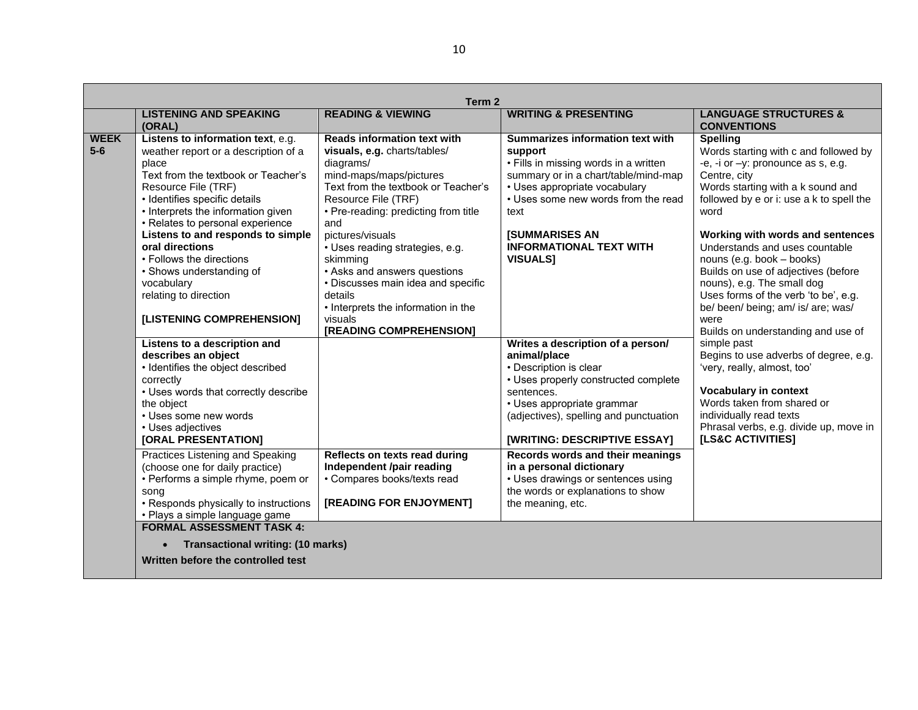| Term 2 | | | | |
|---|---|---|---|---|
| | **LISTENING AND SPEAKING (ORAL)** | **READING & VIEWING** | **WRITING & PRESENTING** | **LANGUAGE STRUCTURES & CONVENTIONS** |
| **WEEK 5-6** | **Listens to information text**, e.g. weather report or a description of a place<br>Text from the textbook or Teacher's Resource File (TRF)<br>• Identifies specific details<br>• Interprets the information given<br>• Relates to personal experience<br>**Listens to and responds to simple oral directions**<br>• Follows the directions<br>• Shows understanding of vocabulary relating to direction<br><br>**[LISTENING COMPREHENSION]** | **Reads information text with visuals, e.g.** charts/tables/ diagrams/ mind-maps/maps/pictures<br>Text from the textbook or Teacher's Resource File (TRF)<br>• Pre-reading: predicting from title and pictures/visuals<br>• Uses reading strategies, e.g. skimming<br>• Asks and answers questions<br>• Discusses main idea and specific details<br>• Interprets the information in the visuals<br>**[READING COMPREHENSION]** | **Summarizes information text with support**<br>• Fills in missing words in a written summary or in a chart/table/mind-map<br>• Uses appropriate vocabulary<br>• Uses some new words from the read text<br><br>**[SUMMARISES AN INFORMATIONAL TEXT WITH VISUALS]** | **Spelling**<br>Words starting with c and followed by -e, -i or –y: pronounce as s, e.g. Centre, city<br>Words starting with a k sound and followed by e or i: use a k to spell the word<br><br>**Working with words and sentences**<br>Understands and uses countable nouns (e.g. book – books)<br>Builds on use of adjectives (before nouns), e.g. The small dog<br>Uses forms of the verb 'to be', e.g. be/ been/ being; am/ is/ are; was/ were<br>Builds on understanding and use of simple past<br>Begins to use adverbs of degree, e.g. 'very, really, almost, too'<br><br>**Vocabulary in context**<br>Words taken from shared or individually read texts<br>Phrasal verbs, e.g. divide up, move in<br>**[LS&C ACTIVITIES]** |
| | **Listens to a description and describes an object**<br>• Identifies the object described correctly<br>• Uses words that correctly describe the object<br>• Uses some new words<br>• Uses adjectives<br>**[ORAL PRESENTATION]** | | **Writes a description of a person/ animal/place**<br>• Description is clear<br>• Uses properly constructed complete sentences.<br>• Uses appropriate grammar (adjectives), spelling and punctuation<br><br>**[WRITING: DESCRIPTIVE ESSAY]** | |
| | Practices Listening and Speaking (choose one for daily practice)<br>• Performs a simple rhyme, poem or song<br>• Responds physically to instructions<br>• Plays a simple language game | **Reflects on texts read during Independent /pair reading**<br>• Compares books/texts read<br><br>**[READING FOR ENJOYMENT]** | **Records words and their meanings in a personal dictionary**<br>• Uses drawings or sentences using the words or explanations to show the meaning, etc. | |
| | **FORMAL ASSESSMENT TASK 4:**<br>• **Transactional writing: (10 marks)**<br>**Written before the controlled test** | | | |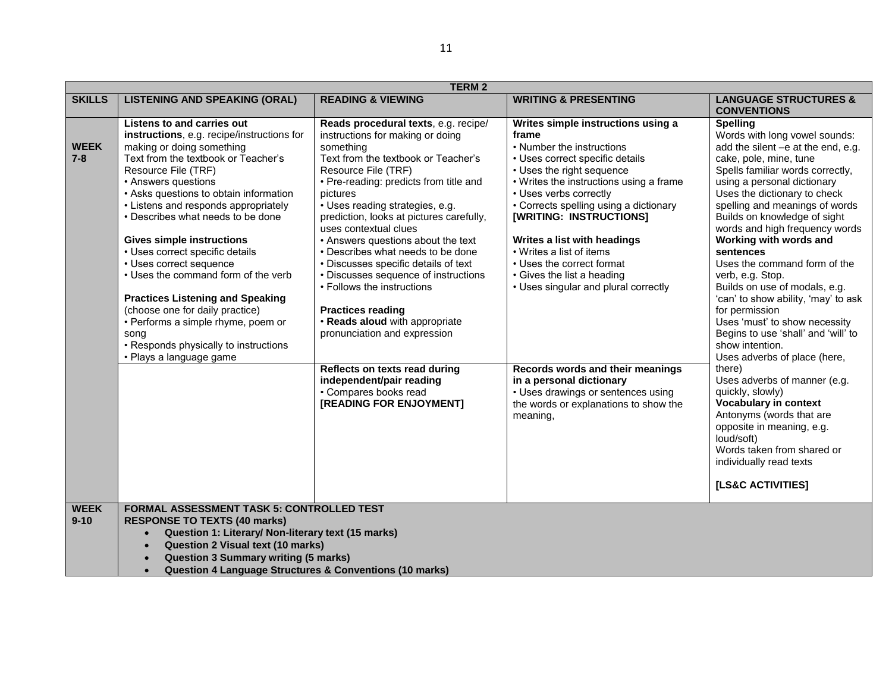| TERM 2 | | | | |
|---|---|---|---|---|
| **SKILLS** | **LISTENING AND SPEAKING (ORAL)** | **READING & VIEWING** | **WRITING & PRESENTING** | **LANGUAGE STRUCTURES & CONVENTIONS** |
| **WEEK 7-8** | **Listens to and carries out instructions**, e.g. recipe/instructions for making or doing something<br>Text from the textbook or Teacher's Resource File (TRF)<br>• Answers questions<br>• Asks questions to obtain information<br>• Listens and responds appropriately<br>• Describes what needs to be done<br><br>**Gives simple instructions**<br>• Uses correct specific details<br>• Uses correct sequence<br>• Uses the command form of the verb<br><br>**Practices Listening and Speaking** (choose one for daily practice)<br>• Performs a simple rhyme, poem or song<br>• Responds physically to instructions<br>• Plays a language game | **Reads procedural texts**, e.g. recipe/ instructions for making or doing something<br>Text from the textbook or Teacher's Resource File (TRF)<br>• Pre-reading: predicts from title and pictures<br>• Uses reading strategies, e.g. prediction, looks at pictures carefully, uses contextual clues<br>• Answers questions about the text<br>• Describes what needs to be done<br>• Discusses specific details of text<br>• Discusses sequence of instructions<br>• Follows the instructions<br><br>**Practices reading**<br>• **Reads aloud** with appropriate pronunciation and expression | **Writes simple instructions using a frame**<br>• Number the instructions<br>• Uses correct specific details<br>• Uses the right sequence<br>• Writes the instructions using a frame<br>• Uses verbs correctly<br>• Corrects spelling using a dictionary<br>**[WRITING: INSTRUCTIONS]**<br><br>**Writes a list with headings**<br>• Writes a list of items<br>• Uses the correct format<br>• Gives the list a heading<br>• Uses singular and plural correctly | **Spelling**<br>Words with long vowel sounds: add the silent –e at the end, e.g. cake, pole, mine, tune<br>Spells familiar words correctly, using a personal dictionary<br>Uses the dictionary to check spelling and meanings of words<br>Builds on knowledge of sight words and high frequency words<br>**Working with words and sentences**<br>Uses the command form of the verb, e.g. Stop.<br>Builds on use of modals, e.g. 'can' to show ability, 'may' to ask for permission<br>Uses 'must' to show necessity<br>Begins to use 'shall' and 'will' to show intention.<br>Uses adverbs of place (here, there)<br>Uses adverbs of manner (e.g. quickly, slowly)<br>**Vocabulary in context**<br>Antonyms (words that are opposite in meaning, e.g. loud/soft)<br>Words taken from shared or individually read texts<br><br>**[LS&C ACTIVITIES]** |
| | | **Reflects on texts read during independent/pair reading**<br>• Compares books read<br>**[READING FOR ENJOYMENT]** | **Records words and their meanings in a personal dictionary**<br>• Uses drawings or sentences using the words or explanations to show the meaning, | |
| **WEEK 9-10** | **FORMAL ASSESSMENT TASK 5: CONTROLLED TEST**<br>**RESPONSE TO TEXTS (40 marks)**<br>• **Question 1: Literary/ Non-literary text (15 marks)**<br>• **Question 2 Visual text (10 marks)**<br>• **Question 3 Summary writing (5 marks)**<br>• **Question 4 Language Structures & Conventions (10 marks)** | | | |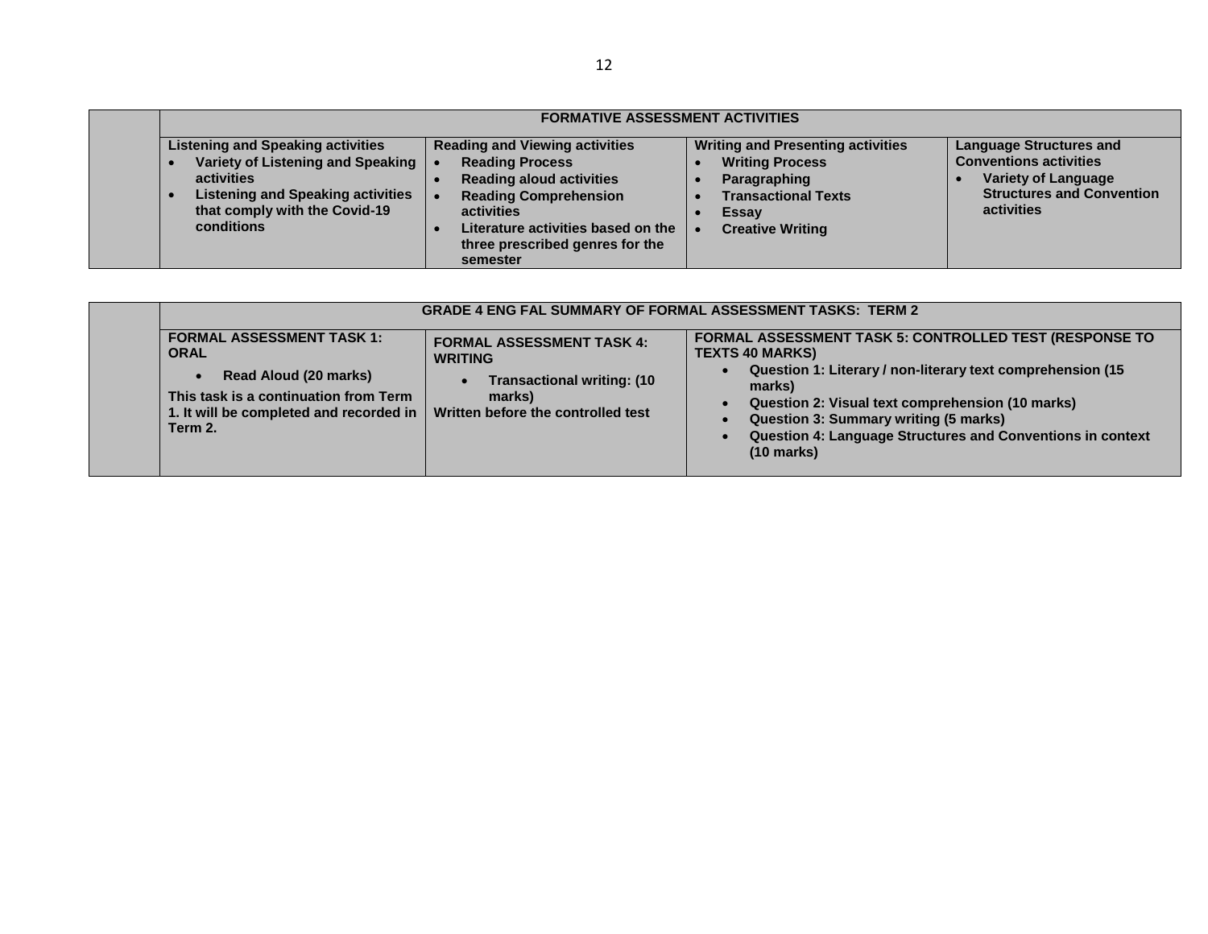| | FORMATIVE ASSESSMENT ACTIVITIES | | | |
|---|---|---|---|---|
| | **Listening and Speaking activities**<br>• **Variety of Listening and Speaking activities**<br>• **Listening and Speaking activities that comply with the Covid-19 conditions** | **Reading and Viewing activities**<br>• **Reading Process**<br>• **Reading aloud activities**<br>• **Reading Comprehension activities**<br>• **Literature activities based on the three prescribed genres for the semester** | **Writing and Presenting activities**<br>• **Writing Process**<br>• **Paragraphing**<br>• **Transactional Texts**<br>• **Essay**<br>• **Creative Writing** | **Language Structures and Conventions activities**<br>• **Variety of Language Structures and Convention activities** |

| | GRADE 4 ENG FAL SUMMARY OF FORMAL ASSESSMENT TASKS: TERM 2 | | |
|---|---|---|---|
| | **FORMAL ASSESSMENT TASK 1: ORAL**<br>• **Read Aloud (20 marks)**<br>**This task is a continuation from Term 1. It will be completed and recorded in Term 2.** | **FORMAL ASSESSMENT TASK 4: WRITING**<br>• **Transactional writing: (10 marks)**<br>**Written before the controlled test** | **FORMAL ASSESSMENT TASK 5: CONTROLLED TEST (RESPONSE TO TEXTS 40 MARKS)**<br>• **Question 1: Literary / non-literary text comprehension (15 marks)**<br>• **Question 2: Visual text comprehension (10 marks)**<br>• **Question 3: Summary writing (5 marks)**<br>• **Question 4: Language Structures and Conventions in context (10 marks)** |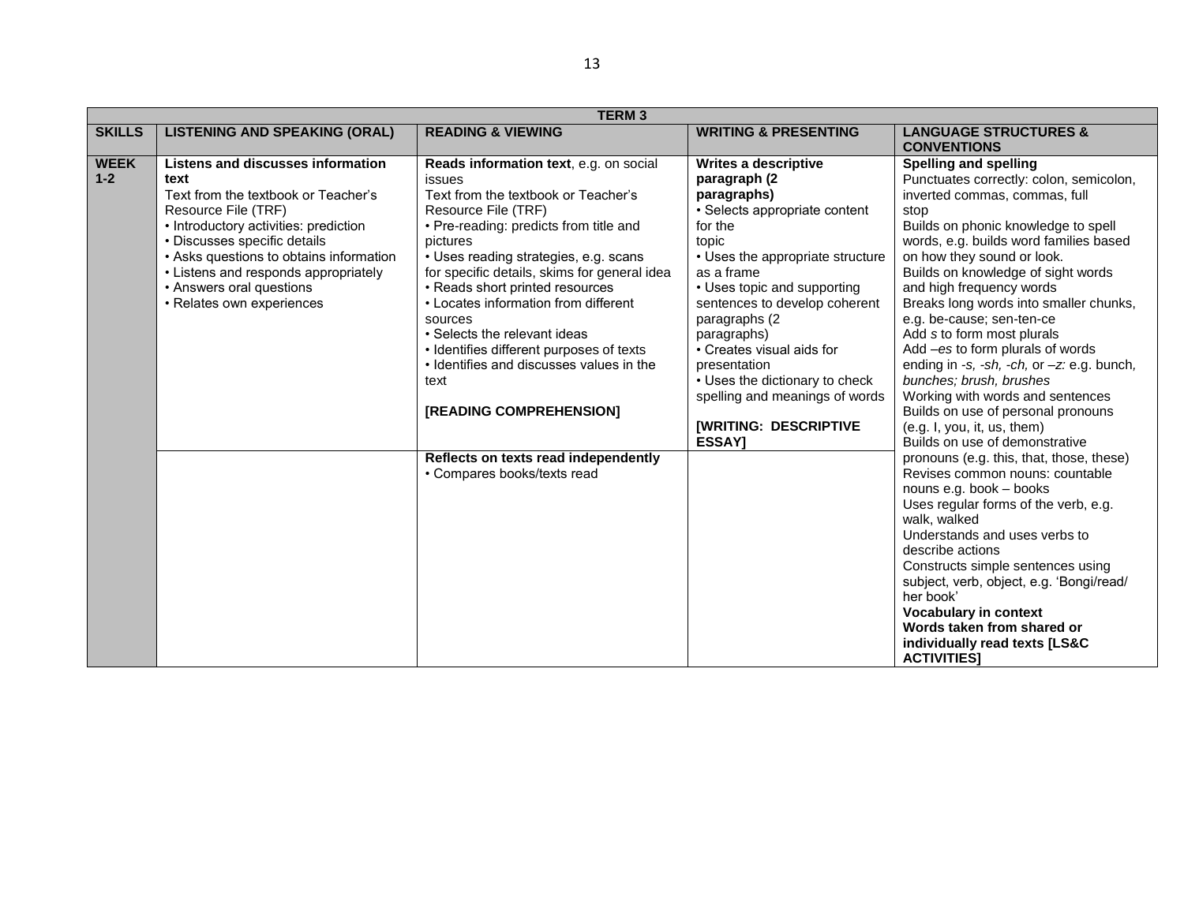| TERM 3 | | | | |
|---|---|---|---|---|
| **SKILLS** | **LISTENING AND SPEAKING (ORAL)** | **READING & VIEWING** | **WRITING & PRESENTING** | **LANGUAGE STRUCTURES & CONVENTIONS** |
| **WEEK 1-2** | **Listens and discusses information text**<br>Text from the textbook or Teacher's Resource File (TRF)<br>• Introductory activities: prediction<br>• Discusses specific details<br>• Asks questions to obtains information<br>• Listens and responds appropriately<br>• Answers oral questions<br>• Relates own experiences | **Reads information text**, e.g. on social issues<br>Text from the textbook or Teacher's Resource File (TRF)<br>• Pre-reading: predicts from title and pictures<br>• Uses reading strategies, e.g. scans for specific details, skims for general idea<br>• Reads short printed resources<br>• Locates information from different sources<br>• Selects the relevant ideas<br>• Identifies different purposes of texts<br>• Identifies and discusses values in the text<br><br>**[READING COMPREHENSION]** | **Writes a descriptive paragraph (2 paragraphs)**<br>• Selects appropriate content for the topic<br>• Uses the appropriate structure as a frame<br>• Uses topic and supporting sentences to develop coherent paragraphs (2 paragraphs)<br>• Creates visual aids for presentation<br>• Uses the dictionary to check spelling and meanings of words<br><br>**[WRITING: DESCRIPTIVE ESSAY]** | **Spelling and spelling**<br>Punctuates correctly: colon, semicolon, inverted commas, commas, full stop<br>Builds on phonic knowledge to spell words, e.g. builds word families based on how they sound or look.<br>Builds on knowledge of sight words and high frequency words<br>Breaks long words into smaller chunks, e.g. be-cause; sen-ten-ce<br>Add *s* to form most plurals<br>Add *–es* to form plurals of words ending in *-s, -sh, -ch,* or *–z:* e.g. bunch, *bunches; brush, brushes*<br>Working with words and sentences<br>Builds on use of personal pronouns (e.g. I, you, it, us, them)<br>Builds on use of demonstrative pronouns (e.g. this, that, those, these)<br>Revises common nouns: countable nouns e.g. book – books<br>Uses regular forms of the verb, e.g. walk, walked<br>Understands and uses verbs to describe actions<br>Constructs simple sentences using subject, verb, object, e.g. 'Bongi/read/ her book'<br>**Vocabulary in context**<br>**Words taken from shared or individually read texts [LS&C ACTIVITIES]** |
| | | **Reflects on texts read independently**<br>• Compares books/texts read | | |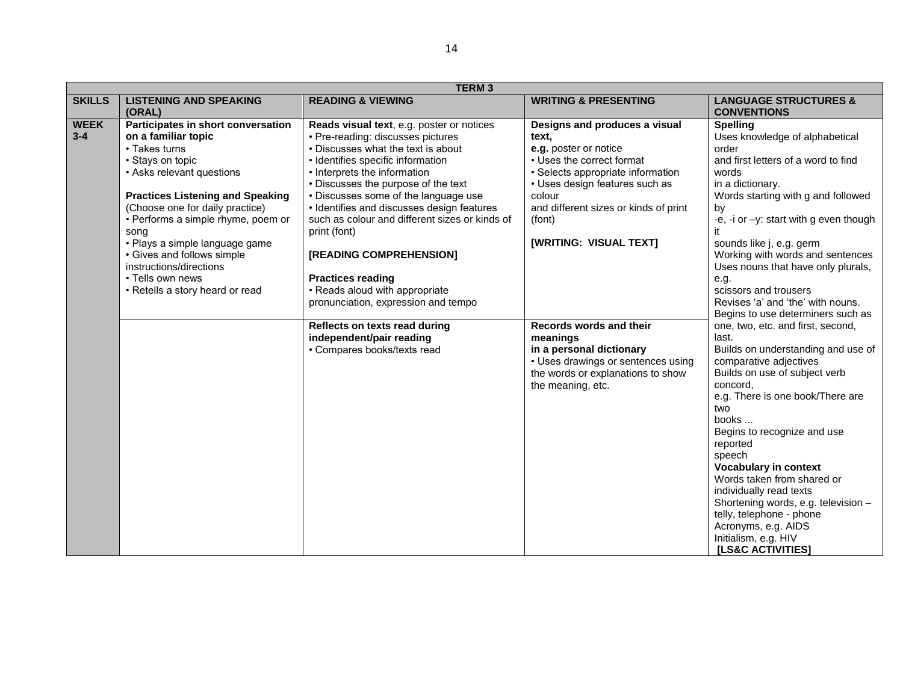| TERM 3 | | | | |
|---|---|---|---|---|
| **SKILLS** | **LISTENING AND SPEAKING (ORAL)** | **READING & VIEWING** | **WRITING & PRESENTING** | **LANGUAGE STRUCTURES & CONVENTIONS** |
| **WEEK 3-4** | **Participates in short conversation on a familiar topic**<br>• Takes turns<br>• Stays on topic<br>• Asks relevant questions<br><br>**Practices Listening and Speaking** (Choose one for daily practice)<br>• Performs a simple rhyme, poem or song<br>• Plays a simple language game<br>• Gives and follows simple instructions/directions<br>• Tells own news<br>• Retells a story heard or read | **Reads visual text**, e.g. poster or notices<br>• Pre-reading: discusses pictures<br>• Discusses what the text is about<br>• Identifies specific information<br>• Interprets the information<br>• Discusses the purpose of the text<br>• Discusses some of the language use<br>• Identifies and discusses design features such as colour and different sizes or kinds of print (font)<br><br>**[READING COMPREHENSION]**<br><br>**Practices reading**<br>• Reads aloud with appropriate pronunciation, expression and tempo | **Designs and produces a visual text,**<br>**e.g.** poster or notice<br>• Uses the correct format<br>• Selects appropriate information<br>• Uses design features such as colour and different sizes or kinds of print (font)<br><br>**[WRITING: VISUAL TEXT]** | **Spelling**<br>Uses knowledge of alphabetical order and first letters of a word to find words in a dictionary.<br>Words starting with g and followed by -e, -i or –y: start with g even though it sounds like j, e.g. germ<br>Working with words and sentences<br>Uses nouns that have only plurals, e.g. scissors and trousers<br>Revises 'a' and 'the' with nouns.<br>Begins to use determiners such as one, two, etc. and first, second, last.<br>Builds on understanding and use of comparative adjectives<br>Builds on use of subject verb concord,<br>e.g. There is one book/There are two books ...<br>Begins to recognize and use reported speech<br>**Vocabulary in context**<br>Words taken from shared or individually read texts<br>Shortening words, e.g. television – telly, telephone - phone<br>Acronyms, e.g. AIDS<br>Initialism, e.g. HIV<br>**[LS&C ACTIVITIES]** |
| | | **Reflects on texts read during independent/pair reading**<br>• Compares books/texts read | **Records words and their meanings in a personal dictionary**<br>• Uses drawings or sentences using the words or explanations to show the meaning, etc. | |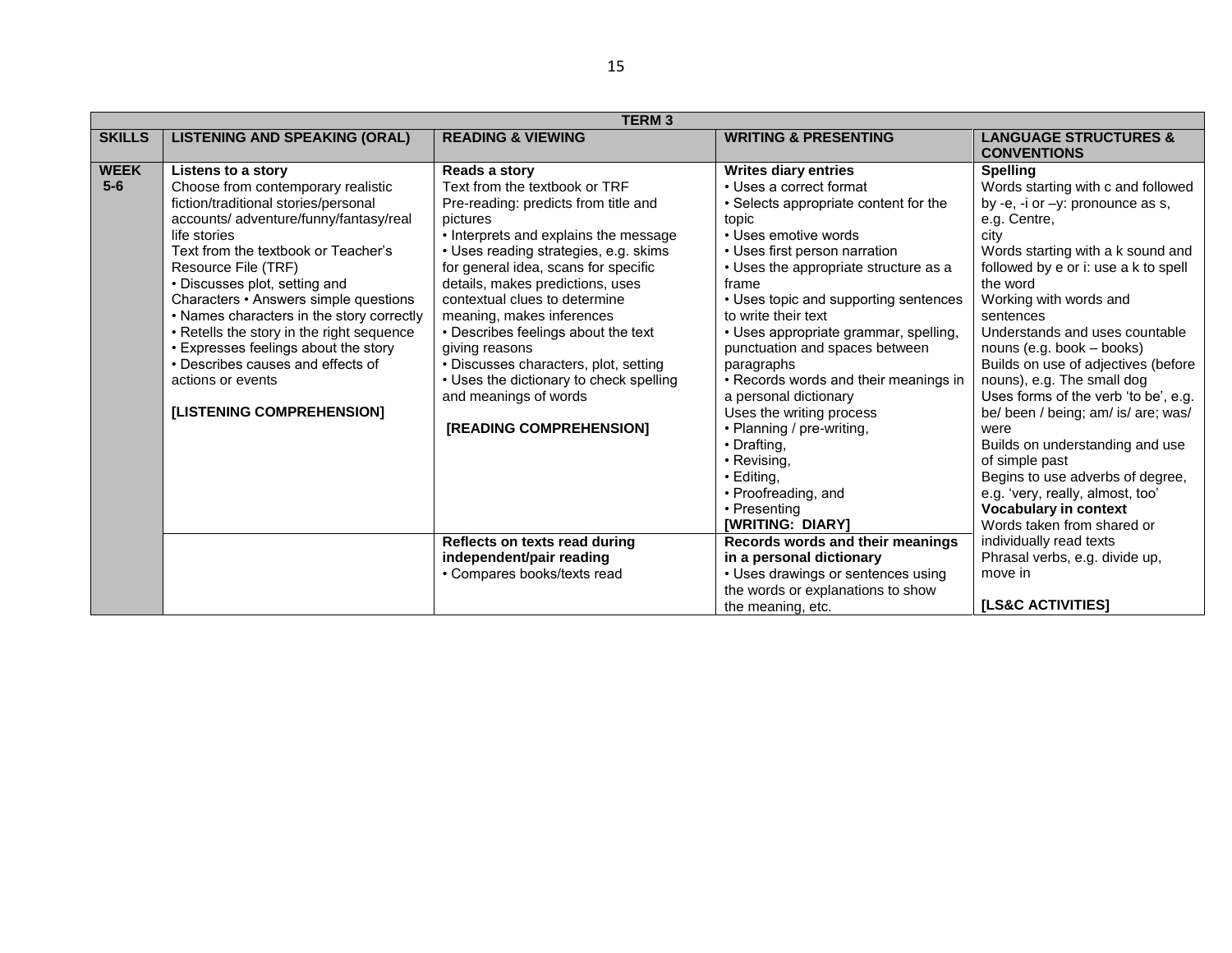| TERM 3 | | | | |
|---|---|---|---|---|
| **SKILLS** | **LISTENING AND SPEAKING (ORAL)** | **READING & VIEWING** | **WRITING & PRESENTING** | **LANGUAGE STRUCTURES & CONVENTIONS** |
| **WEEK 5-6** | **Listens to a story**<br>Choose from contemporary realistic fiction/traditional stories/personal accounts/ adventure/funny/fantasy/real life stories<br>Text from the textbook or Teacher's Resource File (TRF)<br>• Discusses plot, setting and Characters • Answers simple questions<br>• Names characters in the story correctly<br>• Retells the story in the right sequence<br>• Expresses feelings about the story<br>• Describes causes and effects of actions or events<br><br>**[LISTENING COMPREHENSION]** | **Reads a story**<br>Text from the textbook or TRF<br>Pre-reading: predicts from title and pictures<br>• Interprets and explains the message<br>• Uses reading strategies, e.g. skims for general idea, scans for specific details, makes predictions, uses contextual clues to determine meaning, makes inferences<br>• Describes feelings about the text giving reasons<br>• Discusses characters, plot, setting<br>• Uses the dictionary to check spelling and meanings of words<br><br>**[READING COMPREHENSION]** | **Writes diary entries**<br>• Uses a correct format<br>• Selects appropriate content for the topic<br>• Uses emotive words<br>• Uses first person narration<br>• Uses the appropriate structure as a frame<br>• Uses topic and supporting sentences to write their text<br>• Uses appropriate grammar, spelling, punctuation and spaces between paragraphs<br>• Records words and their meanings in a personal dictionary<br>Uses the writing process<br>• Planning / pre-writing,<br>• Drafting,<br>• Revising,<br>• Editing,<br>• Proofreading, and<br>• Presenting<br>**[WRITING: DIARY]** | **Spelling**<br>Words starting with c and followed by -e, -i or –y: pronounce as s, e.g. Centre, city<br>Words starting with a k sound and followed by e or i: use a k to spell the word<br>Working with words and sentences<br>Understands and uses countable nouns (e.g. book – books)<br>Builds on use of adjectives (before nouns), e.g. The small dog<br>Uses forms of the verb 'to be', e.g. be/ been / being; am/ is/ are; was/ were<br>Builds on understanding and use of simple past<br>Begins to use adverbs of degree, e.g. 'very, really, almost, too'<br>**Vocabulary in context**<br>Words taken from shared or individually read texts<br>Phrasal verbs, e.g. divide up, move in<br><br>**[LS&C ACTIVITIES]** |
| | | **Reflects on texts read during independent/pair reading**<br>• Compares books/texts read | **Records words and their meanings in a personal dictionary**<br>• Uses drawings or sentences using the words or explanations to show the meaning, etc. | |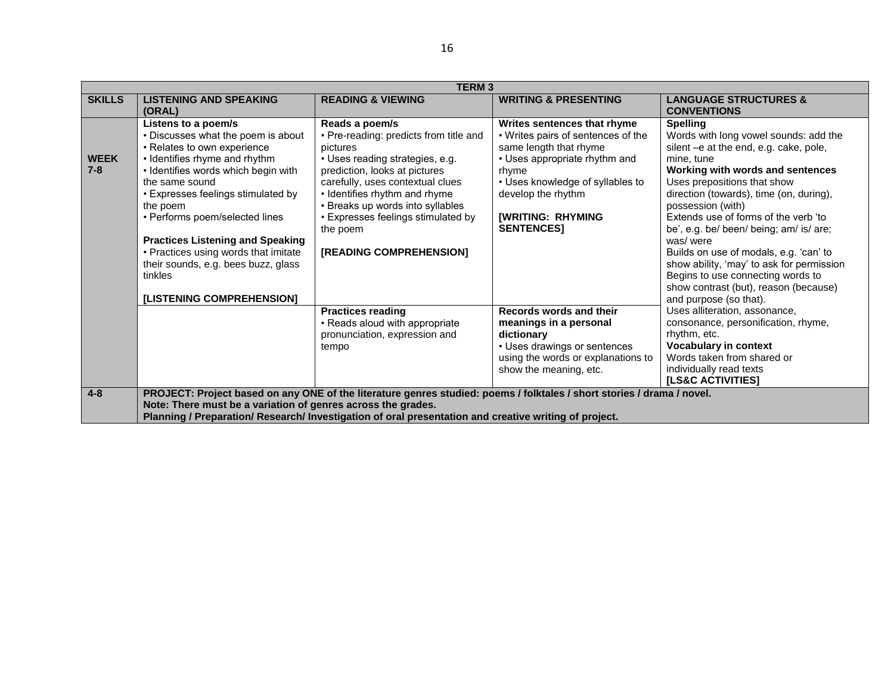| TERM 3 | | | | |
|---|---|---|---|---|
| **SKILLS** | **LISTENING AND SPEAKING (ORAL)** | **READING & VIEWING** | **WRITING & PRESENTING** | **LANGUAGE STRUCTURES & CONVENTIONS** |
| **WEEK 7-8** | **Listens to a poem/s**<br>• Discusses what the poem is about<br>• Relates to own experience<br>• Identifies rhyme and rhythm<br>• Identifies words which begin with the same sound<br>• Expresses feelings stimulated by the poem<br>• Performs poem/selected lines<br><br>**Practices Listening and Speaking**<br>• Practices using words that imitate their sounds, e.g. bees buzz, glass tinkles<br><br>**[LISTENING COMPREHENSION]** | **Reads a poem/s**<br>• Pre-reading: predicts from title and pictures<br>• Uses reading strategies, e.g. prediction, looks at pictures carefully, uses contextual clues<br>• Identifies rhythm and rhyme<br>• Breaks up words into syllables<br>• Expresses feelings stimulated by the poem<br><br>**[READING COMPREHENSION]** | **Writes sentences that rhyme**<br>• Writes pairs of sentences of the same length that rhyme<br>• Uses appropriate rhythm and rhyme<br>• Uses knowledge of syllables to develop the rhythm<br><br>**[WRITING: RHYMING SENTENCES]** | **Spelling**<br>Words with long vowel sounds: add the silent –e at the end, e.g. cake, pole, mine, tune<br>**Working with words and sentences**<br>Uses prepositions that show direction (towards), time (on, during), possession (with)<br>Extends use of forms of the verb 'to be', e.g. be/ been/ being; am/ is/ are; was/ were<br>Builds on use of modals, e.g. 'can' to show ability, 'may' to ask for permission<br>Begins to use connecting words to show contrast (but), reason (because) and purpose (so that).<br>Uses alliteration, assonance, consonance, personification, rhyme, rhythm, etc.<br>**Vocabulary in context**<br>Words taken from shared or individually read texts<br>**[LS&C ACTIVITIES]** |
| | | **Practices reading**<br>• Reads aloud with appropriate pronunciation, expression and tempo | **Records words and their meanings in a personal dictionary**<br>• Uses drawings or sentences using the words or explanations to show the meaning, etc. | |
| **4-8** | **PROJECT: Project based on any ONE of the literature genres studied: poems / folktales / short stories / drama / novel.**<br>**Note: There must be a variation of genres across the grades.**<br>**Planning / Preparation/ Research/ Investigation of oral presentation and creative writing of project.** | | | |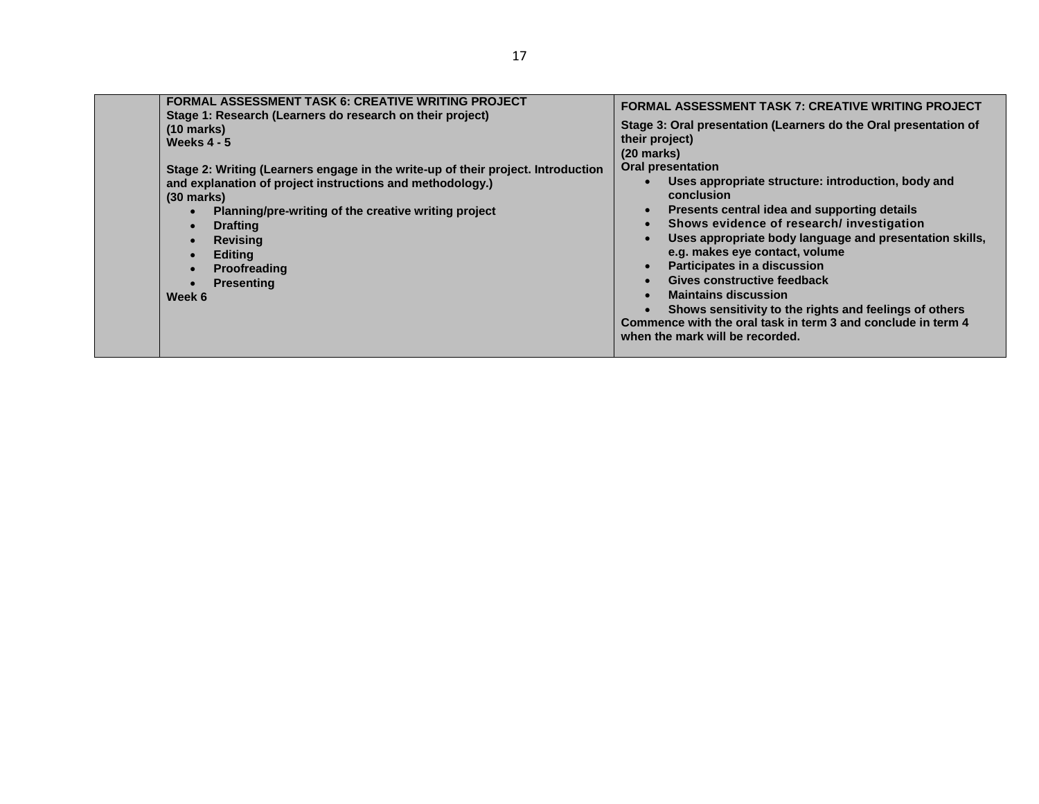| | | |
|---|---|---|
| | **FORMAL ASSESSMENT TASK 6: CREATIVE WRITING PROJECT**<br>**Stage 1: Research (Learners do research on their project)**<br>**(10 marks)**<br>**Weeks 4 - 5**<br><br>**Stage 2: Writing (Learners engage in the write-up of their project. Introduction and explanation of project instructions and methodology.)**<br>**(30 marks)**<br>• **Planning/pre-writing of the creative writing project**<br>• **Drafting**<br>• **Revising**<br>• **Editing**<br>• **Proofreading**<br>• **Presenting**<br>**Week 6** | **FORMAL ASSESSMENT TASK 7: CREATIVE WRITING PROJECT**<br>**Stage 3: Oral presentation (Learners do the Oral presentation of their project)**<br>**(20 marks)**<br>**Oral presentation**<br>• **Uses appropriate structure: introduction, body and conclusion**<br>• **Presents central idea and supporting details**<br>• **Shows evidence of research/ investigation**<br>• **Uses appropriate body language and presentation skills, e.g. makes eye contact, volume**<br>• **Participates in a discussion**<br>• **Gives constructive feedback**<br>• **Maintains discussion**<br>• **Shows sensitivity to the rights and feelings of others**<br>**Commence with the oral task in term 3 and conclude in term 4 when the mark will be recorded.** |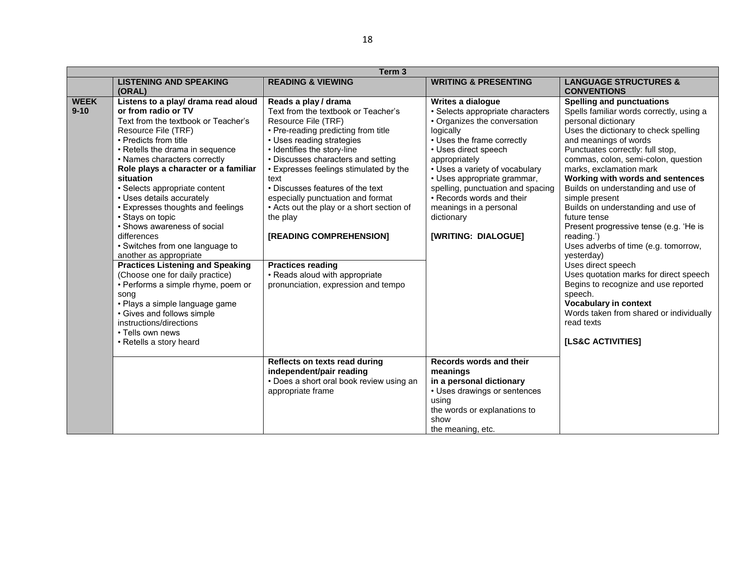| Term 3 | | | | |
|---|---|---|---|---|
| | **LISTENING AND SPEAKING (ORAL)** | **READING & VIEWING** | **WRITING & PRESENTING** | **LANGUAGE STRUCTURES & CONVENTIONS** |
| **WEEK 9-10** | **Listens to a play/ drama read aloud or from radio or TV**<br>Text from the textbook or Teacher's Resource File (TRF)<br>• Predicts from title<br>• Retells the drama in sequence<br>• Names characters correctly<br>**Role plays a character or a familiar situation**<br>• Selects appropriate content<br>• Uses details accurately<br>• Expresses thoughts and feelings<br>• Stays on topic<br>• Shows awareness of social differences<br>• Switches from one language to another as appropriate | **Reads a play / drama**<br>Text from the textbook or Teacher's Resource File (TRF)<br>• Pre-reading predicting from title<br>• Uses reading strategies<br>• Identifies the story-line<br>• Discusses characters and setting<br>• Expresses feelings stimulated by the text<br>• Discusses features of the text especially punctuation and format<br>• Acts out the play or a short section of the play<br><br>**[READING COMPREHENSION]** | **Writes a dialogue**<br>• Selects appropriate characters<br>• Organizes the conversation logically<br>• Uses the frame correctly<br>• Uses direct speech appropriately<br>• Uses a variety of vocabulary<br>• Uses appropriate grammar, spelling, punctuation and spacing<br>• Records words and their meanings in a personal dictionary<br><br>**[WRITING: DIALOGUE]** | **Spelling and punctuations**<br>Spells familiar words correctly, using a personal dictionary<br>Uses the dictionary to check spelling and meanings of words<br>Punctuates correctly: full stop, commas, colon, semi-colon, question marks, exclamation mark<br>**Working with words and sentences**<br>Builds on understanding and use of simple present<br>Builds on understanding and use of future tense<br>Present progressive tense (e.g. 'He is reading.')<br>Uses adverbs of time (e.g. tomorrow, yesterday)<br>Uses direct speech<br>Uses quotation marks for direct speech<br>Begins to recognize and use reported speech.<br>**Vocabulary in context**<br>Words taken from shared or individually read texts<br><br>**[LS&C ACTIVITIES]** |
| | **Practices Listening and Speaking**<br>(Choose one for daily practice)<br>• Performs a simple rhyme, poem or song<br>• Plays a simple language game<br>• Gives and follows simple instructions/directions<br>• Tells own news<br>• Retells a story heard | **Practices reading**<br>• Reads aloud with appropriate pronunciation, expression and tempo | | |
| | | **Reflects on texts read during independent/pair reading**<br>• Does a short oral book review using an appropriate frame | **Records words and their meanings in a personal dictionary**<br>• Uses drawings or sentences using the words or explanations to show the meaning, etc. | |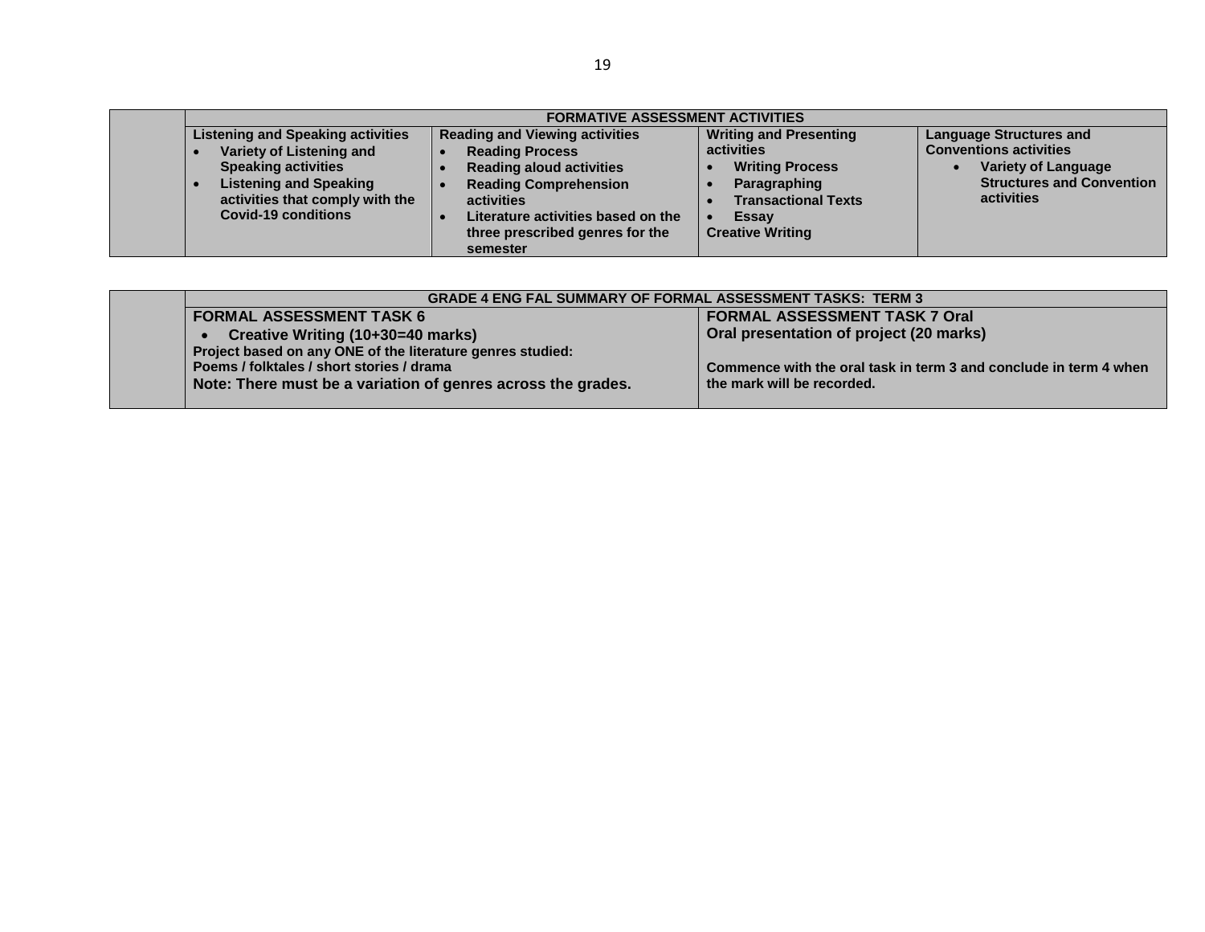| | FORMATIVE ASSESSMENT ACTIVITIES | | | |
|---|---|---|---|---|
| | **Listening and Speaking activities**<br>• **Variety of Listening and Speaking activities**<br>• **Listening and Speaking activities that comply with the Covid-19 conditions** | **Reading and Viewing activities**<br>• **Reading Process**<br>• **Reading aloud activities**<br>• **Reading Comprehension activities**<br>• **Literature activities based on the three prescribed genres for the semester** | **Writing and Presenting activities**<br>• **Writing Process**<br>• **Paragraphing**<br>• **Transactional Texts**<br>• **Essay**<br>**Creative Writing** | **Language Structures and Conventions activities**<br>• **Variety of Language Structures and Convention activities** |

| | GRADE 4 ENG FAL SUMMARY OF FORMAL ASSESSMENT TASKS: TERM 3 | |
|---|---|---|
| | **FORMAL ASSESSMENT TASK 6**<br>• **Creative Writing (10+30=40 marks)**<br>**Project based on any ONE of the literature genres studied:**<br>**Poems / folktales / short stories / drama**<br>**Note: There must be a variation of genres across the grades.** | **FORMAL ASSESSMENT TASK 7 Oral**<br>**Oral presentation of project (20 marks)**<br><br>**Commence with the oral task in term 3 and conclude in term 4 when the mark will be recorded.** |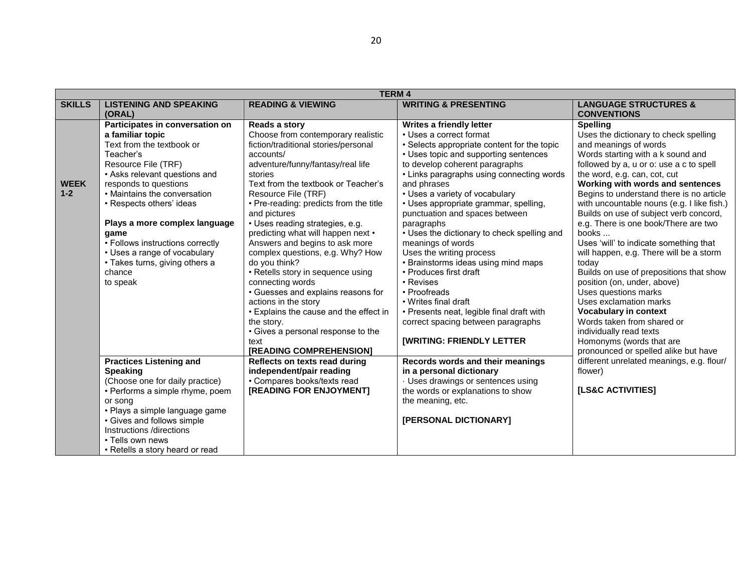| TERM 4 | | | | |
|---|---|---|---|---|
| **SKILLS** | **LISTENING AND SPEAKING (ORAL)** | **READING & VIEWING** | **WRITING & PRESENTING** | **LANGUAGE STRUCTURES & CONVENTIONS** |
| **WEEK 1-2** | **Participates in conversation on a familiar topic**<br>Text from the textbook or Teacher's Resource File (TRF)<br>• Asks relevant questions and responds to questions<br>• Maintains the conversation<br>• Respects others' ideas<br><br>**Plays a more complex language game**<br>• Follows instructions correctly<br>• Uses a range of vocabulary<br>• Takes turns, giving others a chance to speak | **Reads a story**<br>Choose from contemporary realistic fiction/traditional stories/personal accounts/ adventure/funny/fantasy/real life stories<br>Text from the textbook or Teacher's Resource File (TRF)<br>• Pre-reading: predicts from the title and pictures<br>• Uses reading strategies, e.g. predicting what will happen next • Answers and begins to ask more complex questions, e.g. Why? How do you think?<br>• Retells story in sequence using connecting words<br>• Guesses and explains reasons for actions in the story<br>• Explains the cause and the effect in the story.<br>• Gives a personal response to the text<br>**[READING COMPREHENSION]** | **Writes a friendly letter**<br>• Uses a correct format<br>• Selects appropriate content for the topic<br>• Uses topic and supporting sentences to develop coherent paragraphs<br>• Links paragraphs using connecting words and phrases<br>• Uses a variety of vocabulary<br>• Uses appropriate grammar, spelling, punctuation and spaces between paragraphs<br>• Uses the dictionary to check spelling and meanings of words<br>Uses the writing process<br>• Brainstorms ideas using mind maps<br>• Produces first draft<br>• Revises<br>• Proofreads<br>• Writes final draft<br>• Presents neat, legible final draft with correct spacing between paragraphs<br><br>**[WRITING: FRIENDLY LETTER** | **Spelling**<br>Uses the dictionary to check spelling and meanings of words<br>Words starting with a k sound and followed by a, u or o: use a c to spell the word, e.g. can, cot, cut<br>**Working with words and sentences**<br>Begins to understand there is no article with uncountable nouns (e.g. I like fish.)<br>Builds on use of subject verb concord, e.g. There is one book/There are two books ...<br>Uses 'will' to indicate something that will happen, e.g. There will be a storm today<br>Builds on use of prepositions that show position (on, under, above)<br>Uses questions marks<br>Uses exclamation marks<br>**Vocabulary in context**<br>Words taken from shared or individually read texts<br>Homonyms (words that are pronounced or spelled alike but have different unrelated meanings, e.g. flour/ flower)<br><br>**[LS&C ACTIVITIES]** |
| | **Practices Listening and Speaking**<br>(Choose one for daily practice)<br>• Performs a simple rhyme, poem or song<br>• Plays a simple language game<br>• Gives and follows simple Instructions /directions<br>• Tells own news<br>• Retells a story heard or read | **Reflects on texts read during independent/pair reading**<br>• Compares books/texts read<br>**[READING FOR ENJOYMENT]** | **Records words and their meanings in a personal dictionary**<br>· Uses drawings or sentences using the words or explanations to show the meaning, etc.<br><br>**[PERSONAL DICTIONARY]** | |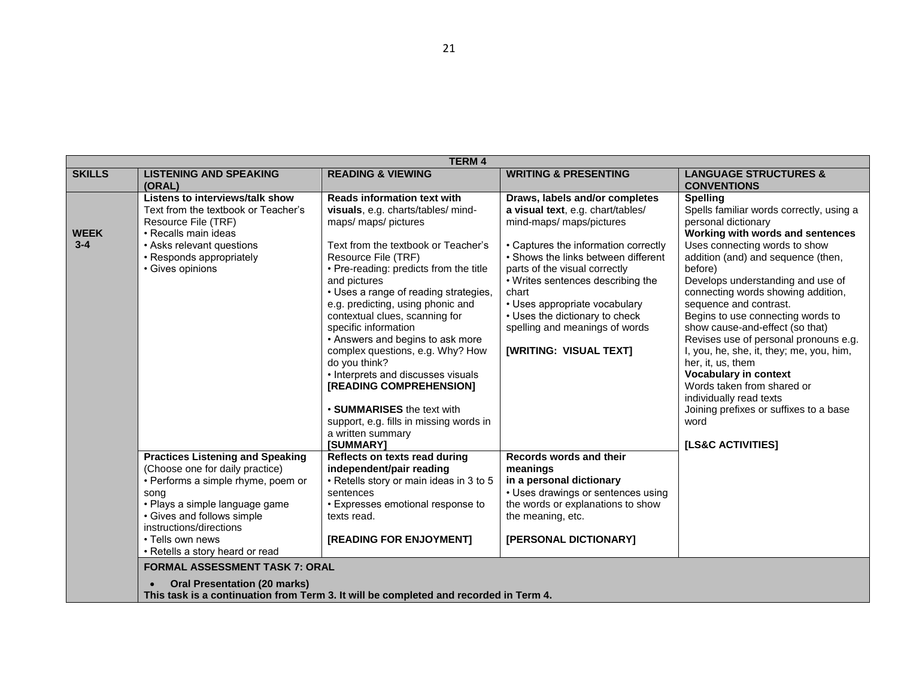| TERM 4 | | | | |
|---|---|---|---|---|
| **SKILLS** | **LISTENING AND SPEAKING (ORAL)** | **READING & VIEWING** | **WRITING & PRESENTING** | **LANGUAGE STRUCTURES & CONVENTIONS** |
| **WEEK 3-4** | **Listens to interviews/talk show**<br>Text from the textbook or Teacher's Resource File (TRF)<br>• Recalls main ideas<br>• Asks relevant questions<br>• Responds appropriately<br>• Gives opinions | **Reads information text with visuals**, e.g. charts/tables/ mind-maps/ maps/ pictures<br><br>Text from the textbook or Teacher's Resource File (TRF)<br>• Pre-reading: predicts from the title and pictures<br>• Uses a range of reading strategies, e.g. predicting, using phonic and contextual clues, scanning for specific information<br>• Answers and begins to ask more complex questions, e.g. Why? How do you think?<br>• Interprets and discusses visuals<br>**[READING COMPREHENSION]**<br><br>• **SUMMARISES** the text with support, e.g. fills in missing words in a written summary<br>**[SUMMARY]** | **Draws, labels and/or completes a visual text**, e.g. chart/tables/ mind-maps/ maps/pictures<br><br>• Captures the information correctly<br>• Shows the links between different parts of the visual correctly<br>• Writes sentences describing the chart<br>• Uses appropriate vocabulary<br>• Uses the dictionary to check spelling and meanings of words<br><br>**[WRITING: VISUAL TEXT]** | **Spelling**<br>Spells familiar words correctly, using a personal dictionary<br>**Working with words and sentences**<br>Uses connecting words to show addition (and) and sequence (then, before)<br>Develops understanding and use of connecting words showing addition, sequence and contrast.<br>Begins to use connecting words to show cause-and-effect (so that)<br>Revises use of personal pronouns e.g. I, you, he, she, it, they; me, you, him, her, it, us, them<br>**Vocabulary in context**<br>Words taken from shared or individually read texts<br>Joining prefixes or suffixes to a base word<br><br>**[LS&C ACTIVITIES]** |
| | **Practices Listening and Speaking**<br>(Choose one for daily practice)<br>• Performs a simple rhyme, poem or song<br>• Plays a simple language game<br>• Gives and follows simple instructions/directions<br>• Tells own news<br>• Retells a story heard or read | **Reflects on texts read during independent/pair reading**<br>• Retells story or main ideas in 3 to 5 sentences<br>• Expresses emotional response to texts read.<br><br>**[READING FOR ENJOYMENT]** | **Records words and their meanings in a personal dictionary**<br>• Uses drawings or sentences using the words or explanations to show the meaning, etc.<br><br>**[PERSONAL DICTIONARY]** | |
| | **FORMAL ASSESSMENT TASK 7: ORAL**<br>• **Oral Presentation (20 marks)**<br>**This task is a continuation from Term 3. It will be completed and recorded in Term 4.** | | | |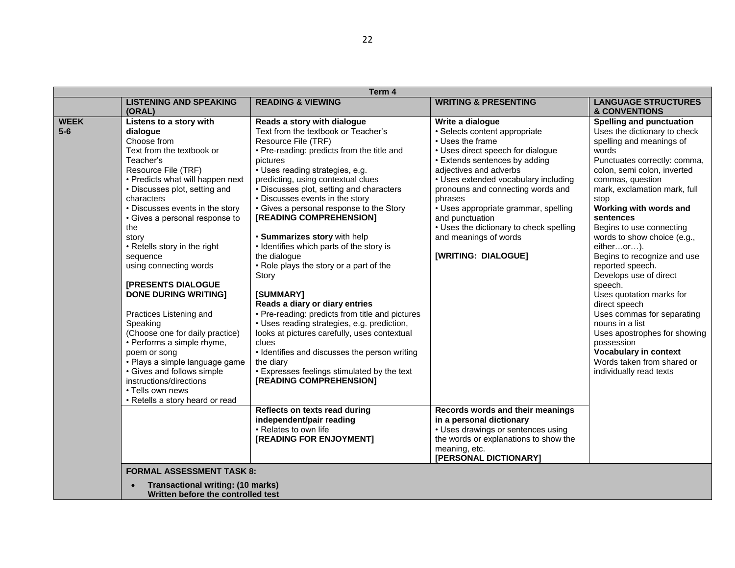| Term 4 | | | | |
|---|---|---|---|---|
| | **LISTENING AND SPEAKING (ORAL)** | **READING & VIEWING** | **WRITING & PRESENTING** | **LANGUAGE STRUCTURES & CONVENTIONS** |
| **WEEK 5-6** | **Listens to a story with dialogue**<br>Choose from<br>Text from the textbook or Teacher's<br>Resource File (TRF)<br>• Predicts what will happen next<br>• Discusses plot, setting and characters<br>• Discusses events in the story<br>• Gives a personal response to the story<br>• Retells story in the right sequence using connecting words<br><br>**[PRESENTS DIALOGUE DONE DURING WRITING]**<br><br>Practices Listening and Speaking<br>(Choose one for daily practice)<br>• Performs a simple rhyme, poem or song<br>• Plays a simple language game<br>• Gives and follows simple instructions/directions<br>• Tells own news<br>• Retells a story heard or read | **Reads a story with dialogue**<br>Text from the textbook or Teacher's Resource File (TRF)<br>• Pre-reading: predicts from the title and pictures<br>• Uses reading strategies, e.g. predicting, using contextual clues<br>• Discusses plot, setting and characters<br>• Discusses events in the story<br>• Gives a personal response to the Story<br>**[READING COMPREHENSION]**<br><br>• **Summarizes story** with help<br>• Identifies which parts of the story is the dialogue<br>• Role plays the story or a part of the Story<br><br>**[SUMMARY]**<br>**Reads a diary or diary entries**<br>• Pre-reading: predicts from title and pictures<br>• Uses reading strategies, e.g. prediction, looks at pictures carefully, uses contextual clues<br>• Identifies and discusses the person writing the diary<br>• Expresses feelings stimulated by the text<br>**[READING COMPREHENSION]** | **Write a dialogue**<br>• Selects content appropriate<br>• Uses the frame<br>• Uses direct speech for dialogue<br>• Extends sentences by adding adjectives and adverbs<br>• Uses extended vocabulary including pronouns and connecting words and phrases<br>• Uses appropriate grammar, spelling and punctuation<br>• Uses the dictionary to check spelling and meanings of words<br><br>**[WRITING: DIALOGUE]** | **Spelling and punctuation**<br>Uses the dictionary to check spelling and meanings of words<br>Punctuates correctly: comma, colon, semi colon, inverted commas, question mark, exclamation mark, full stop<br>**Working with words and sentences**<br>Begins to use connecting words to show choice (e.g., either…or…).<br>Begins to recognize and use reported speech.<br>Develops use of direct speech.<br>Uses quotation marks for direct speech<br>Uses commas for separating nouns in a list<br>Uses apostrophes for showing possession<br>**Vocabulary in context**<br>Words taken from shared or individually read texts |
| | | **Reflects on texts read during independent/pair reading**<br>• Relates to own life<br>**[READING FOR ENJOYMENT]** | **Records words and their meanings in a personal dictionary**<br>• Uses drawings or sentences using the words or explanations to show the meaning, etc.<br>**[PERSONAL DICTIONARY]** | |
| | **FORMAL ASSESSMENT TASK 8:**<br>• **Transactional writing: (10 marks) Written before the controlled test** | | | |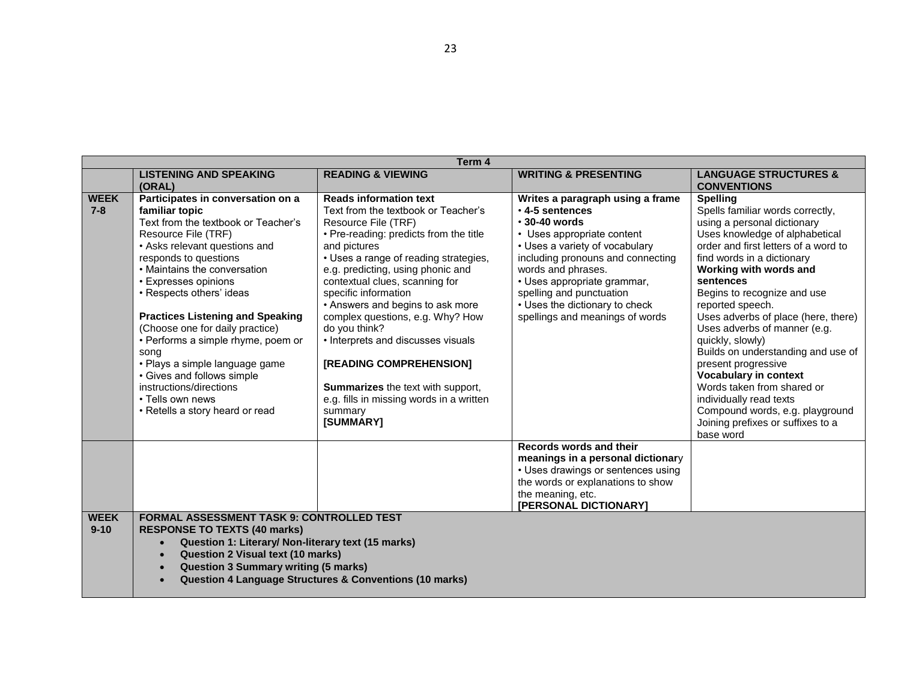| Term 4 | | | | |
|---|---|---|---|---|
| | **LISTENING AND SPEAKING (ORAL)** | **READING & VIEWING** | **WRITING & PRESENTING** | **LANGUAGE STRUCTURES & CONVENTIONS** |
| **WEEK 7-8** | **Participates in conversation on a familiar topic**<br>Text from the textbook or Teacher's Resource File (TRF)<br>• Asks relevant questions and responds to questions<br>• Maintains the conversation<br>• Expresses opinions<br>• Respects others' ideas<br><br>**Practices Listening and Speaking**<br>(Choose one for daily practice)<br>• Performs a simple rhyme, poem or song<br>• Plays a simple language game<br>• Gives and follows simple instructions/directions<br>• Tells own news<br>• Retells a story heard or read | **Reads information text**<br>Text from the textbook or Teacher's Resource File (TRF)<br>• Pre-reading: predicts from the title and pictures<br>• Uses a range of reading strategies, e.g. predicting, using phonic and contextual clues, scanning for specific information<br>• Answers and begins to ask more complex questions, e.g. Why? How do you think?<br>• Interprets and discusses visuals<br><br>**[READING COMPREHENSION]**<br><br>**Summarizes** the text with support, e.g. fills in missing words in a written summary<br>**[SUMMARY]** | **Writes a paragraph using a frame**<br>• **4-5 sentences**<br>• **30-40 words**<br>• Uses appropriate content<br>• Uses a variety of vocabulary including pronouns and connecting words and phrases.<br>• Uses appropriate grammar, spelling and punctuation<br>• Uses the dictionary to check spellings and meanings of words | **Spelling**<br>Spells familiar words correctly, using a personal dictionary<br>Uses knowledge of alphabetical order and first letters of a word to find words in a dictionary<br>**Working with words and sentences**<br>Begins to recognize and use reported speech.<br>Uses adverbs of place (here, there)<br>Uses adverbs of manner (e.g. quickly, slowly)<br>Builds on understanding and use of present progressive<br>**Vocabulary in context**<br>Words taken from shared or individually read texts<br>Compound words, e.g. playground<br>Joining prefixes or suffixes to a base word |
| | | | **Records words and their meanings in a personal dictionary**<br>• Uses drawings or sentences using the words or explanations to show the meaning, etc.<br>**[PERSONAL DICTIONARY]** | |
| **WEEK 9-10** | **FORMAL ASSESSMENT TASK 9: CONTROLLED TEST**<br>**RESPONSE TO TEXTS (40 marks)**<br>• **Question 1: Literary/ Non-literary text (15 marks)**<br>• **Question 2 Visual text (10 marks)**<br>• **Question 3 Summary writing (5 marks)**<br>• **Question 4 Language Structures & Conventions (10 marks)** | | | |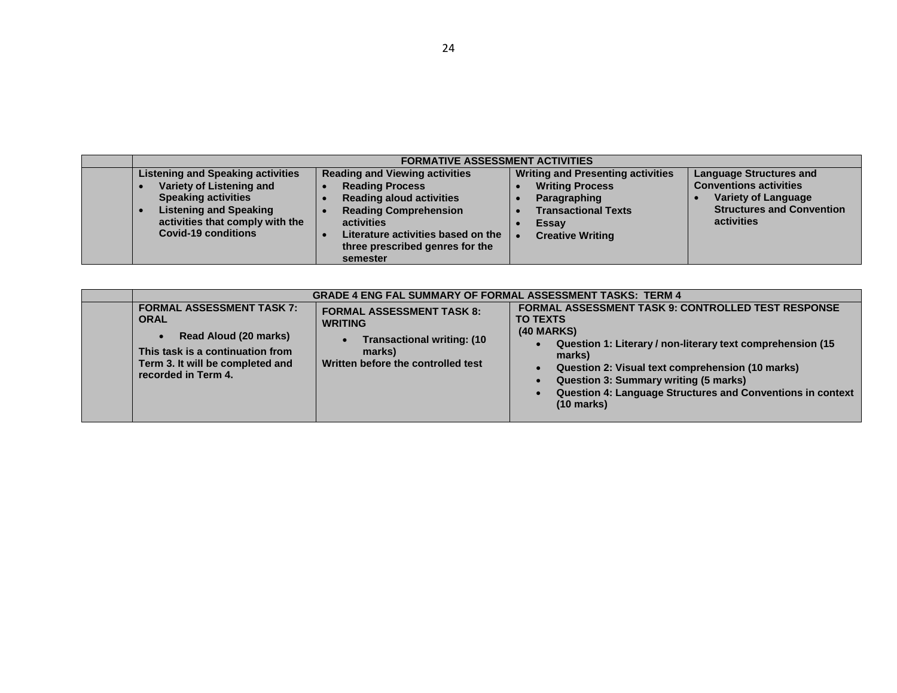| | FORMATIVE ASSESSMENT ACTIVITIES | | | |
|---|---|---|---|---|
| | **Listening and Speaking activities**<br>• **Variety of Listening and Speaking activities**<br>• **Listening and Speaking activities that comply with the Covid-19 conditions** | **Reading and Viewing activities**<br>• **Reading Process**<br>• **Reading aloud activities**<br>• **Reading Comprehension activities**<br>• **Literature activities based on the three prescribed genres for the semester** | **Writing and Presenting activities**<br>• **Writing Process**<br>• **Paragraphing**<br>• **Transactional Texts**<br>• **Essay**<br>• **Creative Writing** | **Language Structures and Conventions activities**<br>• **Variety of Language Structures and Convention activities** |

| | GRADE 4 ENG FAL SUMMARY OF FORMAL ASSESSMENT TASKS: TERM 4 | | |
|---|---|---|---|
| | **FORMAL ASSESSMENT TASK 7: ORAL**<br>• **Read Aloud (20 marks)**<br>**This task is a continuation from Term 3. It will be completed and recorded in Term 4.** | **FORMAL ASSESSMENT TASK 8: WRITING**<br>• **Transactional writing: (10 marks)**<br>**Written before the controlled test** | **FORMAL ASSESSMENT TASK 9: CONTROLLED TEST RESPONSE TO TEXTS (40 MARKS)**<br>• **Question 1: Literary / non-literary text comprehension (15 marks)**<br>• **Question 2: Visual text comprehension (10 marks)**<br>• **Question 3: Summary writing (5 marks)**<br>• **Question 4: Language Structures and Conventions in context (10 marks)** |